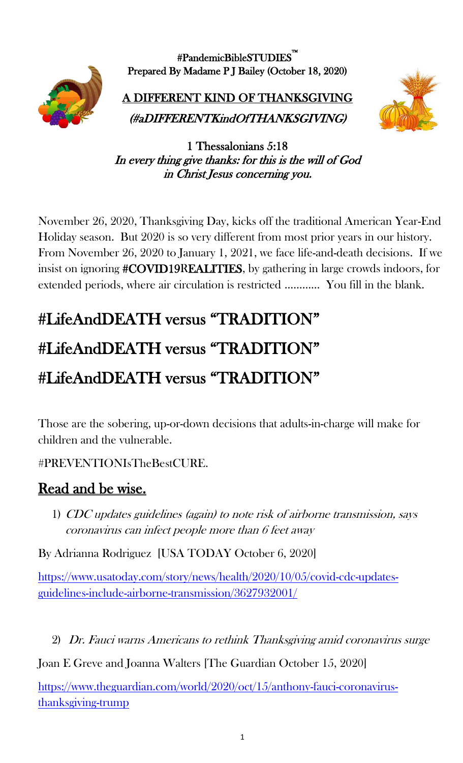**#PandemicBibleSTUDIES™**
**Prepared By Madame P J Bailey (October 18, 2020)**

# A DIFFERENT KIND OF THANKSGIVING

*(#aDIFFERENTKindOfTHANKSGIVING)*

**1 Thessalonians 5:18**
***In every thing give thanks: for this is the will of God in Christ Jesus concerning you.***

November 26, 2020, Thanksgiving Day, kicks off the traditional American Year-End Holiday season. But 2020 is so very different from most prior years in our history. From November 26, 2020 to January 1, 2021, we face life-and-death decisions. If we insist on ignoring **#COVID19REALITIES**, by gathering in large crowds indoors, for extended periods, where air circulation is restricted ............ You fill in the blank.

# #LifeAndDEATH versus "TRADITION"

# #LifeAndDEATH versus "TRADITION"

# #LifeAndDEATH versus "TRADITION"

Those are the sobering, up-or-down decisions that adults-in-charge will make for children and the vulnerable.

#PREVENTIONIsTheBestCURE.

## Read and be wise.

1) *CDC updates guidelines (again) to note risk of airborne transmission, says coronavirus can infect people more than 6 feet away*

By Adrianna Rodriguez [USA TODAY October 6, 2020]

https://www.usatoday.com/story/news/health/2020/10/05/covid-cdc-updates-guidelines-include-airborne-transmission/3627932001/

2) *Dr. Fauci warns Americans to rethink Thanksgiving amid coronavirus surge*

Joan E Greve and Joanna Walters [The Guardian October 15, 2020]

https://www.theguardian.com/world/2020/oct/15/anthony-fauci-coronavirus-thanksgiving-trump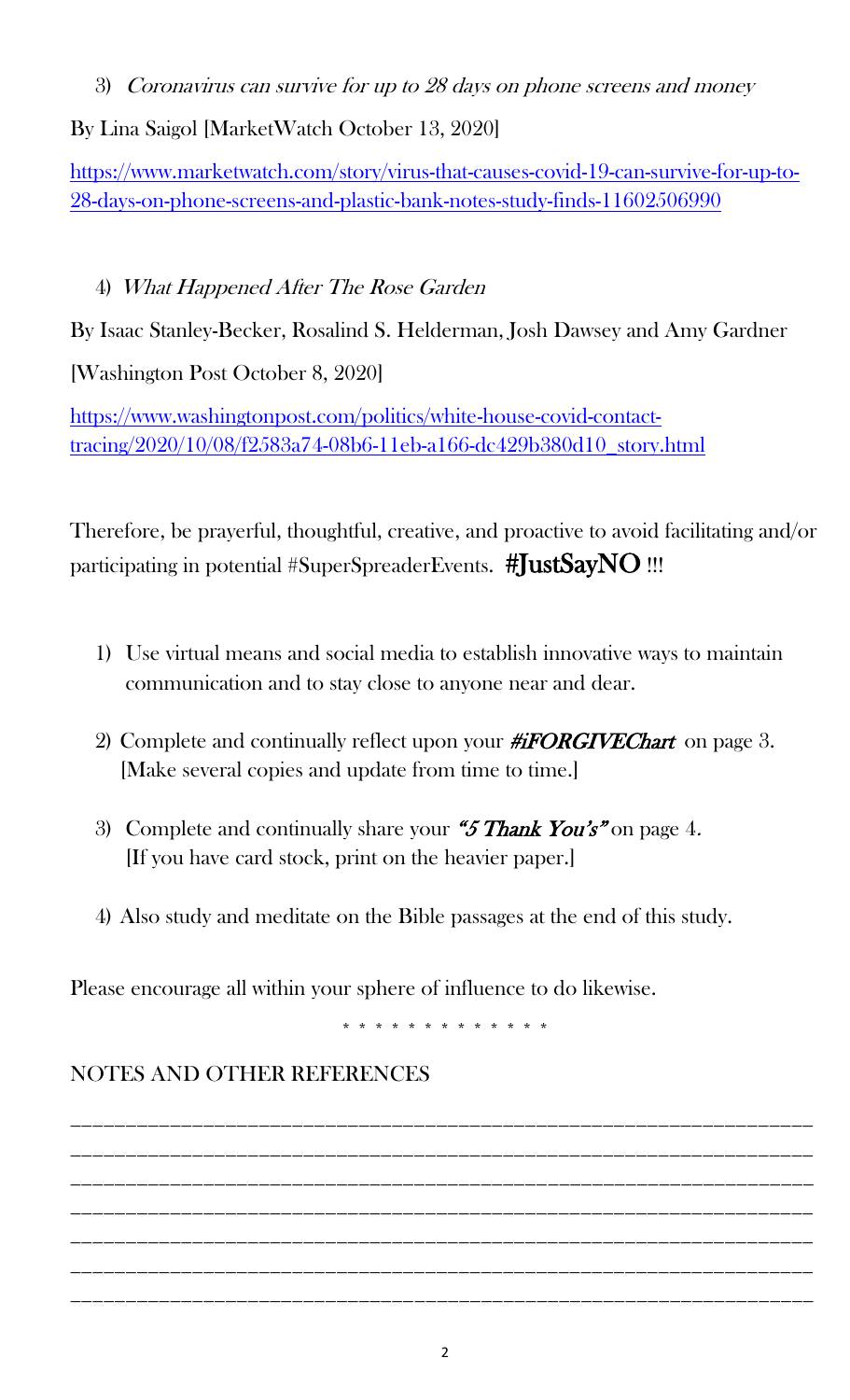3) *Coronavirus can survive for up to 28 days on phone screens and money*

By Lina Saigol [MarketWatch October 13, 2020]

https://www.marketwatch.com/story/virus-that-causes-covid-19-can-survive-for-up-to-28-days-on-phone-screens-and-plastic-bank-notes-study-finds-11602506990

4) *What Happened After The Rose Garden*

By Isaac Stanley-Becker, Rosalind S. Helderman, Josh Dawsey and Amy Gardner

[Washington Post October 8, 2020]

https://www.washingtonpost.com/politics/white-house-covid-contact-tracing/2020/10/08/f2583a74-08b6-11eb-a166-dc429b380d10_story.html

Therefore, be prayerful, thoughtful, creative, and proactive to avoid facilitating and/or participating in potential #SuperSpreaderEvents. **#JustSayNO** !!!

1) Use virtual means and social media to establish innovative ways to maintain communication and to stay close to anyone near and dear.

2) Complete and continually reflect upon your ***#iFORGIVEChart*** on page 3. [Make several copies and update from time to time.]

3) Complete and continually share your ***"5 Thank You's"*** on page 4. [If you have card stock, print on the heavier paper.]

4) Also study and meditate on the Bible passages at the end of this study.

Please encourage all within your sphere of influence to do likewise.

\* \* \* \* \* \* \* \* \* \* \* \* \* \*

NOTES AND OTHER REFERENCES

_______________________________________________________________________

_______________________________________________________________________

_______________________________________________________________________

_______________________________________________________________________

_______________________________________________________________________

_______________________________________________________________________

_______________________________________________________________________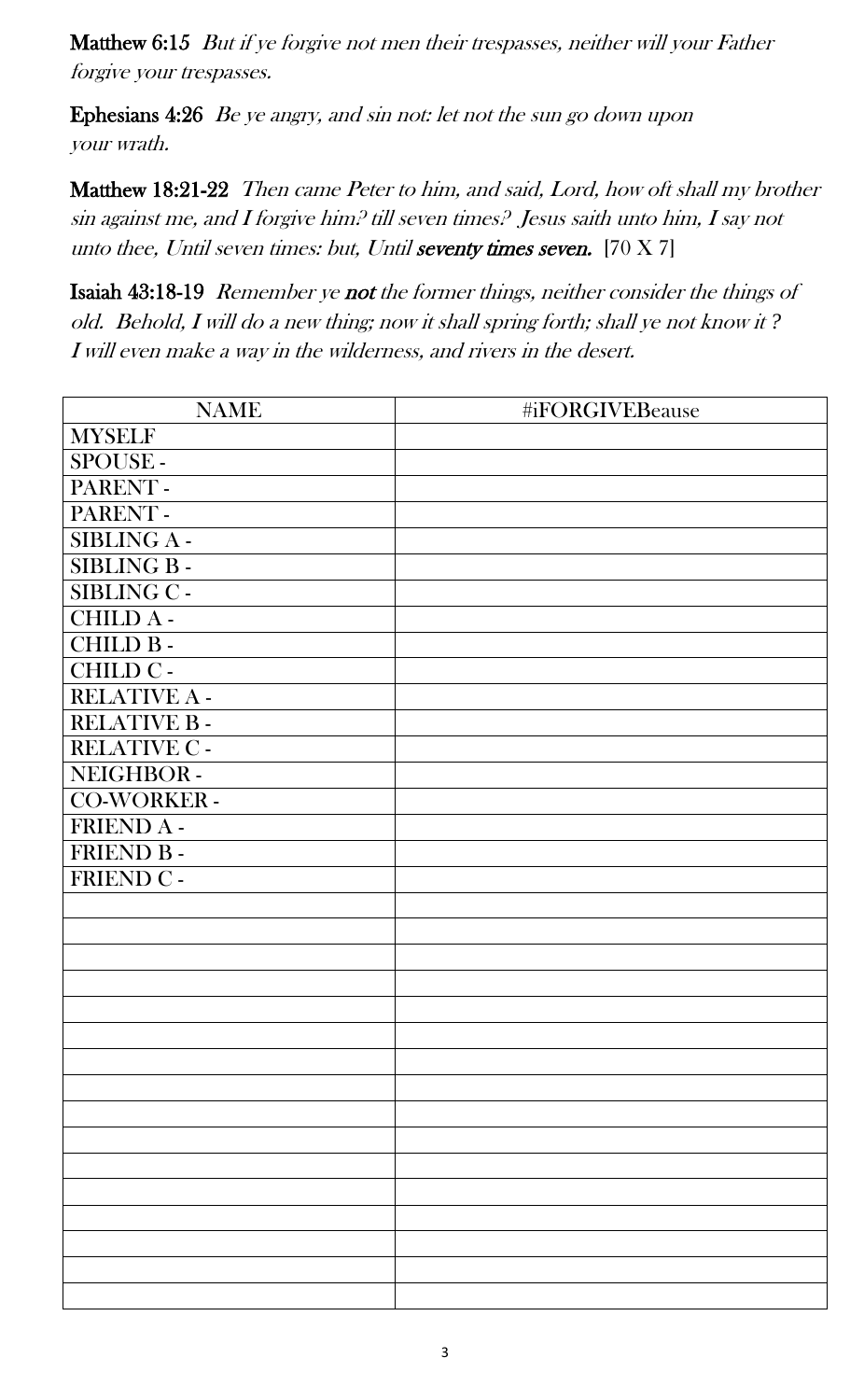**Matthew 6:15** *But if ye forgive not men their trespasses, neither will your Father forgive your trespasses.*

**Ephesians 4:26** *Be ye angry, and sin not: let not the sun go down upon your wrath.*

**Matthew 18:21-22** *Then came Peter to him, and said, Lord, how oft shall my brother sin against me, and I forgive him? till seven times? Jesus saith unto him, I say not unto thee, Until seven times: but, Until* ***seventy times seven.*** [70 X 7]

**Isaiah 43:18-19** *Remember ye* ***not*** *the former things, neither consider the things of old. Behold, I will do a new thing; now it shall spring forth; shall ye not know it ? I will even make a way in the wilderness, and rivers in the desert.*

| NAME | #iFORGIVEBeause |
|---|---|
| MYSELF | |
| SPOUSE - | |
| PARENT - | |
| PARENT - | |
| SIBLING A - | |
| SIBLING B - | |
| SIBLING C - | |
| CHILD A - | |
| CHILD B - | |
| CHILD C - | |
| RELATIVE A - | |
| RELATIVE B - | |
| RELATIVE C - | |
| NEIGHBOR - | |
| CO-WORKER - | |
| FRIEND A - | |
| FRIEND B - | |
| FRIEND C - | |
| | |
| | |
| | |
| | |
| | |
| | |
| | |
| | |
| | |
| | |
| | |
| | |
| | |
| | |
| | |
| | |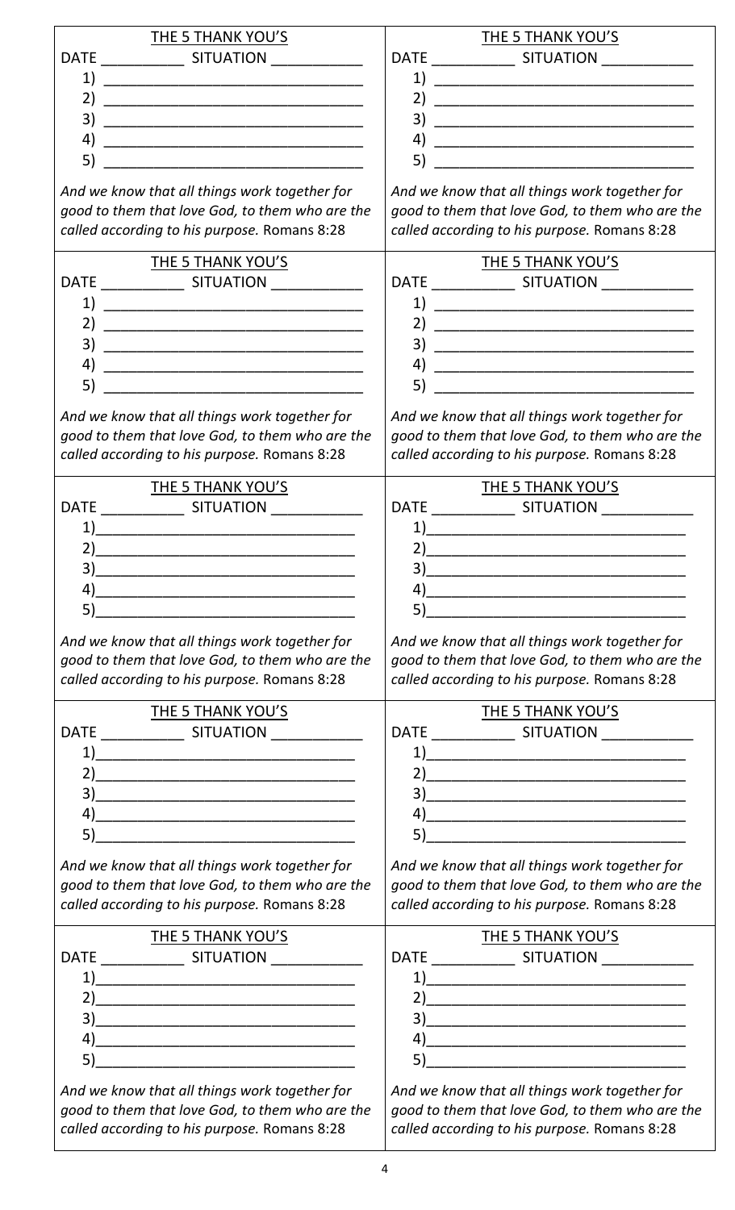THE 5 THANK YOU'S

DATE __________ SITUATION ___________

1) ______________________________
2) ______________________________
3) ______________________________
4) ______________________________
5) ______________________________

*And we know that all things work together for good to them that love God, to them who are the called according to his purpose.* Romans 8:28

THE 5 THANK YOU'S

DATE __________ SITUATION ___________

1) ______________________________
2) ______________________________
3) ______________________________
4) ______________________________
5) ______________________________

*And we know that all things work together for good to them that love God, to them who are the called according to his purpose.* Romans 8:28

THE 5 THANK YOU'S

DATE __________ SITUATION ___________

1) ______________________________
2) ______________________________
3) ______________________________
4) ______________________________
5) ______________________________

*And we know that all things work together for good to them that love God, to them who are the called according to his purpose.* Romans 8:28

THE 5 THANK YOU'S

DATE __________ SITUATION ___________

1) ______________________________
2) ______________________________
3) ______________________________
4) ______________________________
5) ______________________________

*And we know that all things work together for good to them that love God, to them who are the called according to his purpose.* Romans 8:28

THE 5 THANK YOU'S

DATE __________ SITUATION ___________

1) ______________________________
2) ______________________________
3) ______________________________
4) ______________________________
5) ______________________________

*And we know that all things work together for good to them that love God, to them who are the called according to his purpose.* Romans 8:28

THE 5 THANK YOU'S

DATE __________ SITUATION ___________

1) ______________________________
2) ______________________________
3) ______________________________
4) ______________________________
5) ______________________________

*And we know that all things work together for good to them that love God, to them who are the called according to his purpose.* Romans 8:28

THE 5 THANK YOU'S

DATE __________ SITUATION ___________

1) ______________________________
2) ______________________________
3) ______________________________
4) ______________________________
5) ______________________________

*And we know that all things work together for good to them that love God, to them who are the called according to his purpose.* Romans 8:28

THE 5 THANK YOU'S

DATE __________ SITUATION ___________

1) ______________________________
2) ______________________________
3) ______________________________
4) ______________________________
5) ______________________________

*And we know that all things work together for good to them that love God, to them who are the called according to his purpose.* Romans 8:28

THE 5 THANK YOU'S

DATE __________ SITUATION ___________

1) ______________________________
2) ______________________________
3) ______________________________
4) ______________________________
5) ______________________________

*And we know that all things work together for good to them that love God, to them who are the called according to his purpose.* Romans 8:28

THE 5 THANK YOU'S

DATE __________ SITUATION ___________

1) ______________________________
2) ______________________________
3) ______________________________
4) ______________________________
5) ______________________________

*And we know that all things work together for good to them that love God, to them who are the called according to his purpose.* Romans 8:28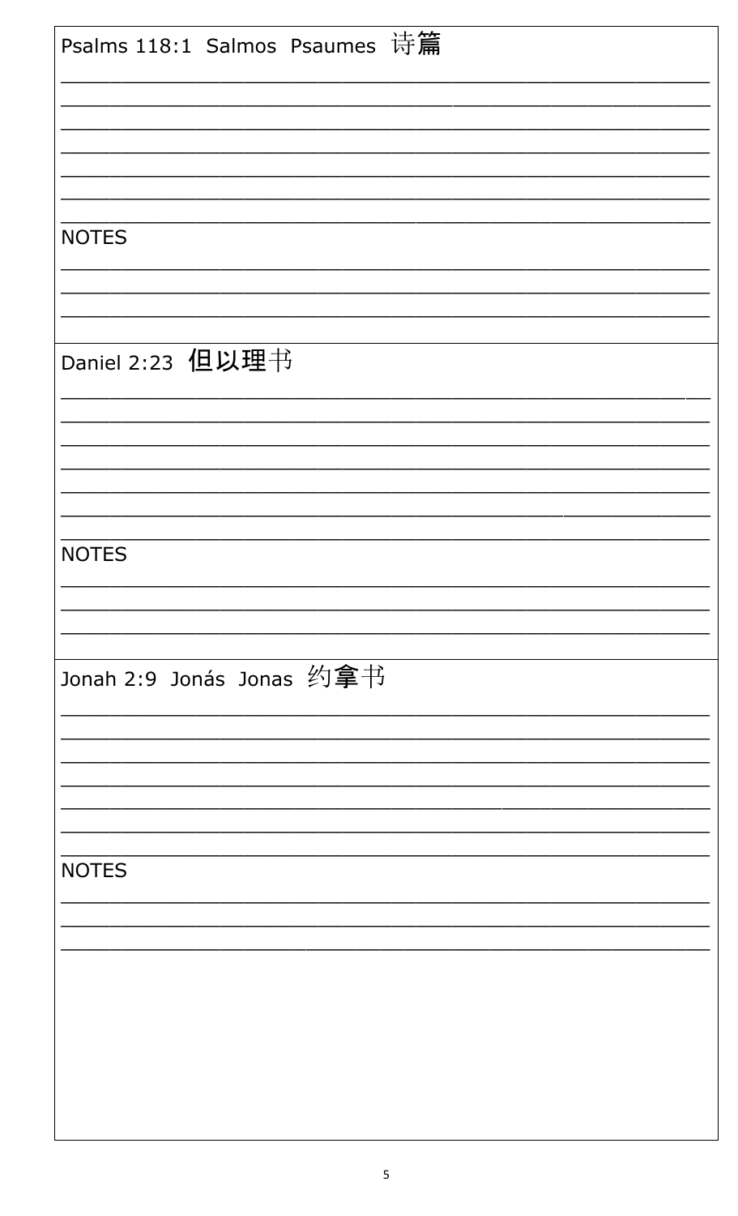Psalms 118:1 Salmos Psaumes 诗篇

\_\_\_\_\_\_\_\_\_\_\_\_\_\_\_\_\_\_\_\_\_\_\_\_\_\_\_\_\_\_\_\_\_\_\_\_\_\_\_\_\_\_\_\_\_\_\_\_\_\_\_\_\_\_\_\_\_\_\_\_

\_\_\_\_\_\_\_\_\_\_\_\_\_\_\_\_\_\_\_\_\_\_\_\_\_\_\_\_\_\_\_\_\_\_\_\_\_\_\_\_\_\_\_\_\_\_\_\_\_\_\_\_\_\_\_\_\_\_\_\_

\_\_\_\_\_\_\_\_\_\_\_\_\_\_\_\_\_\_\_\_\_\_\_\_\_\_\_\_\_\_\_\_\_\_\_\_\_\_\_\_\_\_\_\_\_\_\_\_\_\_\_\_\_\_\_\_\_\_\_\_

\_\_\_\_\_\_\_\_\_\_\_\_\_\_\_\_\_\_\_\_\_\_\_\_\_\_\_\_\_\_\_\_\_\_\_\_\_\_\_\_\_\_\_\_\_\_\_\_\_\_\_\_\_\_\_\_\_\_\_\_

\_\_\_\_\_\_\_\_\_\_\_\_\_\_\_\_\_\_\_\_\_\_\_\_\_\_\_\_\_\_\_\_\_\_\_\_\_\_\_\_\_\_\_\_\_\_\_\_\_\_\_\_\_\_\_\_\_\_\_\_

\_\_\_\_\_\_\_\_\_\_\_\_\_\_\_\_\_\_\_\_\_\_\_\_\_\_\_\_\_\_\_\_\_\_\_\_\_\_\_\_\_\_\_\_\_\_\_\_\_\_\_\_\_\_\_\_\_\_\_\_

\_\_\_\_\_\_\_\_\_\_\_\_\_\_\_\_\_\_\_\_\_\_\_\_\_\_\_\_\_\_\_\_\_\_\_\_\_\_\_\_\_\_\_\_\_\_\_\_\_\_\_\_\_\_\_\_\_\_\_\_

NOTES

\_\_\_\_\_\_\_\_\_\_\_\_\_\_\_\_\_\_\_\_\_\_\_\_\_\_\_\_\_\_\_\_\_\_\_\_\_\_\_\_\_\_\_\_\_\_\_\_\_\_\_\_\_\_\_\_\_\_\_\_

\_\_\_\_\_\_\_\_\_\_\_\_\_\_\_\_\_\_\_\_\_\_\_\_\_\_\_\_\_\_\_\_\_\_\_\_\_\_\_\_\_\_\_\_\_\_\_\_\_\_\_\_\_\_\_\_\_\_\_\_

\_\_\_\_\_\_\_\_\_\_\_\_\_\_\_\_\_\_\_\_\_\_\_\_\_\_\_\_\_\_\_\_\_\_\_\_\_\_\_\_\_\_\_\_\_\_\_\_\_\_\_\_\_\_\_\_\_\_\_\_

Daniel 2:23 但以理书

\_\_\_\_\_\_\_\_\_\_\_\_\_\_\_\_\_\_\_\_\_\_\_\_\_\_\_\_\_\_\_\_\_\_\_\_\_\_\_\_\_\_\_\_\_\_\_\_\_\_\_\_\_\_\_\_\_\_\_\_

\_\_\_\_\_\_\_\_\_\_\_\_\_\_\_\_\_\_\_\_\_\_\_\_\_\_\_\_\_\_\_\_\_\_\_\_\_\_\_\_\_\_\_\_\_\_\_\_\_\_\_\_\_\_\_\_\_\_\_\_

\_\_\_\_\_\_\_\_\_\_\_\_\_\_\_\_\_\_\_\_\_\_\_\_\_\_\_\_\_\_\_\_\_\_\_\_\_\_\_\_\_\_\_\_\_\_\_\_\_\_\_\_\_\_\_\_\_\_\_\_

\_\_\_\_\_\_\_\_\_\_\_\_\_\_\_\_\_\_\_\_\_\_\_\_\_\_\_\_\_\_\_\_\_\_\_\_\_\_\_\_\_\_\_\_\_\_\_\_\_\_\_\_\_\_\_\_\_\_\_\_

\_\_\_\_\_\_\_\_\_\_\_\_\_\_\_\_\_\_\_\_\_\_\_\_\_\_\_\_\_\_\_\_\_\_\_\_\_\_\_\_\_\_\_\_\_\_\_\_\_\_\_\_\_\_\_\_\_\_\_\_

\_\_\_\_\_\_\_\_\_\_\_\_\_\_\_\_\_\_\_\_\_\_\_\_\_\_\_\_\_\_\_\_\_\_\_\_\_\_\_\_\_\_\_\_\_\_\_\_\_\_\_\_\_\_\_\_\_\_\_\_

\_\_\_\_\_\_\_\_\_\_\_\_\_\_\_\_\_\_\_\_\_\_\_\_\_\_\_\_\_\_\_\_\_\_\_\_\_\_\_\_\_\_\_\_\_\_\_\_\_\_\_\_\_\_\_\_\_\_\_\_

NOTES

\_\_\_\_\_\_\_\_\_\_\_\_\_\_\_\_\_\_\_\_\_\_\_\_\_\_\_\_\_\_\_\_\_\_\_\_\_\_\_\_\_\_\_\_\_\_\_\_\_\_\_\_\_\_\_\_\_\_\_\_

\_\_\_\_\_\_\_\_\_\_\_\_\_\_\_\_\_\_\_\_\_\_\_\_\_\_\_\_\_\_\_\_\_\_\_\_\_\_\_\_\_\_\_\_\_\_\_\_\_\_\_\_\_\_\_\_\_\_\_\_

\_\_\_\_\_\_\_\_\_\_\_\_\_\_\_\_\_\_\_\_\_\_\_\_\_\_\_\_\_\_\_\_\_\_\_\_\_\_\_\_\_\_\_\_\_\_\_\_\_\_\_\_\_\_\_\_\_\_\_\_

Jonah 2:9 Jonás Jonas 约拿书

\_\_\_\_\_\_\_\_\_\_\_\_\_\_\_\_\_\_\_\_\_\_\_\_\_\_\_\_\_\_\_\_\_\_\_\_\_\_\_\_\_\_\_\_\_\_\_\_\_\_\_\_\_\_\_\_\_\_\_\_

\_\_\_\_\_\_\_\_\_\_\_\_\_\_\_\_\_\_\_\_\_\_\_\_\_\_\_\_\_\_\_\_\_\_\_\_\_\_\_\_\_\_\_\_\_\_\_\_\_\_\_\_\_\_\_\_\_\_\_\_

\_\_\_\_\_\_\_\_\_\_\_\_\_\_\_\_\_\_\_\_\_\_\_\_\_\_\_\_\_\_\_\_\_\_\_\_\_\_\_\_\_\_\_\_\_\_\_\_\_\_\_\_\_\_\_\_\_\_\_\_

\_\_\_\_\_\_\_\_\_\_\_\_\_\_\_\_\_\_\_\_\_\_\_\_\_\_\_\_\_\_\_\_\_\_\_\_\_\_\_\_\_\_\_\_\_\_\_\_\_\_\_\_\_\_\_\_\_\_\_\_

\_\_\_\_\_\_\_\_\_\_\_\_\_\_\_\_\_\_\_\_\_\_\_\_\_\_\_\_\_\_\_\_\_\_\_\_\_\_\_\_\_\_\_\_\_\_\_\_\_\_\_\_\_\_\_\_\_\_\_\_

\_\_\_\_\_\_\_\_\_\_\_\_\_\_\_\_\_\_\_\_\_\_\_\_\_\_\_\_\_\_\_\_\_\_\_\_\_\_\_\_\_\_\_\_\_\_\_\_\_\_\_\_\_\_\_\_\_\_\_\_

\_\_\_\_\_\_\_\_\_\_\_\_\_\_\_\_\_\_\_\_\_\_\_\_\_\_\_\_\_\_\_\_\_\_\_\_\_\_\_\_\_\_\_\_\_\_\_\_\_\_\_\_\_\_\_\_\_\_\_\_

NOTES

\_\_\_\_\_\_\_\_\_\_\_\_\_\_\_\_\_\_\_\_\_\_\_\_\_\_\_\_\_\_\_\_\_\_\_\_\_\_\_\_\_\_\_\_\_\_\_\_\_\_\_\_\_\_\_\_\_\_\_\_

\_\_\_\_\_\_\_\_\_\_\_\_\_\_\_\_\_\_\_\_\_\_\_\_\_\_\_\_\_\_\_\_\_\_\_\_\_\_\_\_\_\_\_\_\_\_\_\_\_\_\_\_\_\_\_\_\_\_\_\_

\_\_\_\_\_\_\_\_\_\_\_\_\_\_\_\_\_\_\_\_\_\_\_\_\_\_\_\_\_\_\_\_\_\_\_\_\_\_\_\_\_\_\_\_\_\_\_\_\_\_\_\_\_\_\_\_\_\_\_\_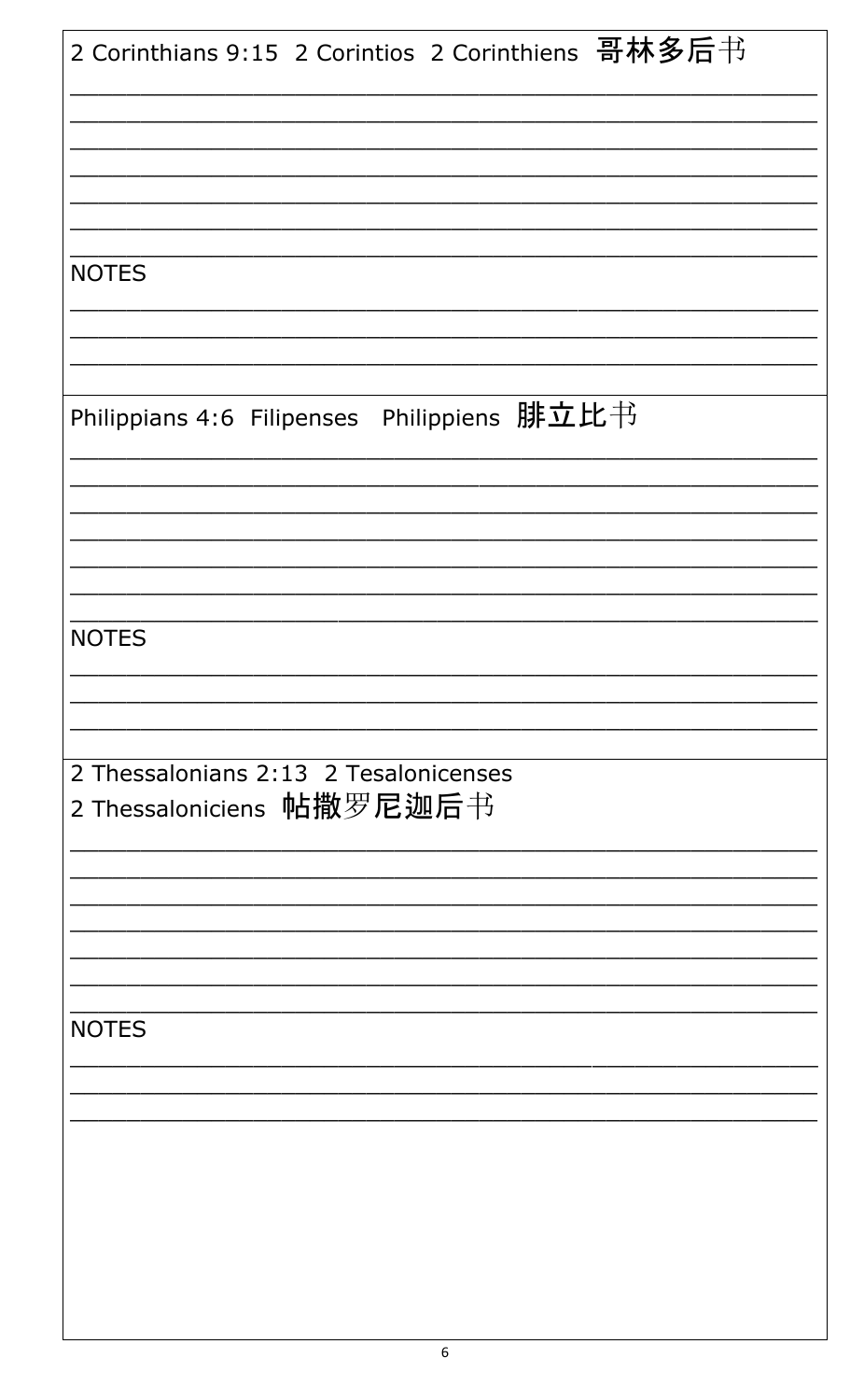2 Corinthians 9:15 2 Corintios 2 Corinthiens 哥林多后书

_______________________________________________________

_______________________________________________________

_______________________________________________________

_______________________________________________________

_______________________________________________________

_______________________________________________________

_______________________________________________________

NOTES

_______________________________________________________

_______________________________________________________

_______________________________________________________

Philippians 4:6 Filipenses Philippiens 腓立比书

_______________________________________________________

_______________________________________________________

_______________________________________________________

_______________________________________________________

_______________________________________________________

_______________________________________________________

_______________________________________________________

NOTES

_______________________________________________________

_______________________________________________________

_______________________________________________________

2 Thessalonians 2:13 2 Tesalonicenses
2 Thessaloniciens 帖撒罗尼迦后书

_______________________________________________________

_______________________________________________________

_______________________________________________________

_______________________________________________________

_______________________________________________________

_______________________________________________________

_______________________________________________________

NOTES

_______________________________________________________

_______________________________________________________

_______________________________________________________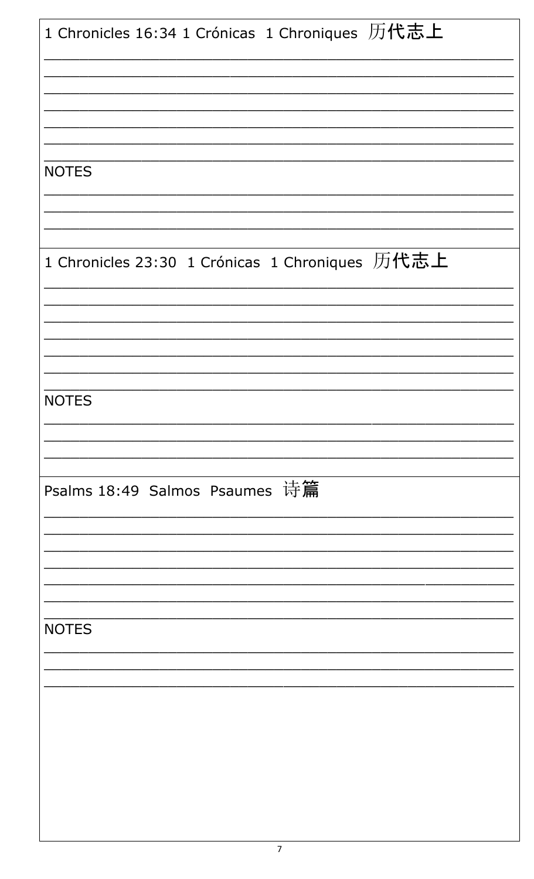1 Chronicles 16:34 1 Crónicas 1 Chroniques 历代志上

\_\_\_\_\_\_\_\_\_\_\_\_\_\_\_\_\_\_\_\_\_\_\_\_\_\_\_\_\_\_\_\_\_\_\_\_\_\_\_\_\_\_\_\_\_\_\_\_\_\_\_\_\_\_\_\_

\_\_\_\_\_\_\_\_\_\_\_\_\_\_\_\_\_\_\_\_\_\_\_\_\_\_\_\_\_\_\_\_\_\_\_\_\_\_\_\_\_\_\_\_\_\_\_\_\_\_\_\_\_\_\_\_

\_\_\_\_\_\_\_\_\_\_\_\_\_\_\_\_\_\_\_\_\_\_\_\_\_\_\_\_\_\_\_\_\_\_\_\_\_\_\_\_\_\_\_\_\_\_\_\_\_\_\_\_\_\_\_\_

\_\_\_\_\_\_\_\_\_\_\_\_\_\_\_\_\_\_\_\_\_\_\_\_\_\_\_\_\_\_\_\_\_\_\_\_\_\_\_\_\_\_\_\_\_\_\_\_\_\_\_\_\_\_\_\_

\_\_\_\_\_\_\_\_\_\_\_\_\_\_\_\_\_\_\_\_\_\_\_\_\_\_\_\_\_\_\_\_\_\_\_\_\_\_\_\_\_\_\_\_\_\_\_\_\_\_\_\_\_\_\_\_

\_\_\_\_\_\_\_\_\_\_\_\_\_\_\_\_\_\_\_\_\_\_\_\_\_\_\_\_\_\_\_\_\_\_\_\_\_\_\_\_\_\_\_\_\_\_\_\_\_\_\_\_\_\_\_\_

\_\_\_\_\_\_\_\_\_\_\_\_\_\_\_\_\_\_\_\_\_\_\_\_\_\_\_\_\_\_\_\_\_\_\_\_\_\_\_\_\_\_\_\_\_\_\_\_\_\_\_\_\_\_\_\_

NOTES

\_\_\_\_\_\_\_\_\_\_\_\_\_\_\_\_\_\_\_\_\_\_\_\_\_\_\_\_\_\_\_\_\_\_\_\_\_\_\_\_\_\_\_\_\_\_\_\_\_\_\_\_\_\_\_\_

\_\_\_\_\_\_\_\_\_\_\_\_\_\_\_\_\_\_\_\_\_\_\_\_\_\_\_\_\_\_\_\_\_\_\_\_\_\_\_\_\_\_\_\_\_\_\_\_\_\_\_\_\_\_\_\_

\_\_\_\_\_\_\_\_\_\_\_\_\_\_\_\_\_\_\_\_\_\_\_\_\_\_\_\_\_\_\_\_\_\_\_\_\_\_\_\_\_\_\_\_\_\_\_\_\_\_\_\_\_\_\_\_

1 Chronicles 23:30 1 Crónicas 1 Chroniques 历代志上

\_\_\_\_\_\_\_\_\_\_\_\_\_\_\_\_\_\_\_\_\_\_\_\_\_\_\_\_\_\_\_\_\_\_\_\_\_\_\_\_\_\_\_\_\_\_\_\_\_\_\_\_\_\_\_\_

\_\_\_\_\_\_\_\_\_\_\_\_\_\_\_\_\_\_\_\_\_\_\_\_\_\_\_\_\_\_\_\_\_\_\_\_\_\_\_\_\_\_\_\_\_\_\_\_\_\_\_\_\_\_\_\_

\_\_\_\_\_\_\_\_\_\_\_\_\_\_\_\_\_\_\_\_\_\_\_\_\_\_\_\_\_\_\_\_\_\_\_\_\_\_\_\_\_\_\_\_\_\_\_\_\_\_\_\_\_\_\_\_

\_\_\_\_\_\_\_\_\_\_\_\_\_\_\_\_\_\_\_\_\_\_\_\_\_\_\_\_\_\_\_\_\_\_\_\_\_\_\_\_\_\_\_\_\_\_\_\_\_\_\_\_\_\_\_\_

\_\_\_\_\_\_\_\_\_\_\_\_\_\_\_\_\_\_\_\_\_\_\_\_\_\_\_\_\_\_\_\_\_\_\_\_\_\_\_\_\_\_\_\_\_\_\_\_\_\_\_\_\_\_\_\_

\_\_\_\_\_\_\_\_\_\_\_\_\_\_\_\_\_\_\_\_\_\_\_\_\_\_\_\_\_\_\_\_\_\_\_\_\_\_\_\_\_\_\_\_\_\_\_\_\_\_\_\_\_\_\_\_

\_\_\_\_\_\_\_\_\_\_\_\_\_\_\_\_\_\_\_\_\_\_\_\_\_\_\_\_\_\_\_\_\_\_\_\_\_\_\_\_\_\_\_\_\_\_\_\_\_\_\_\_\_\_\_\_

NOTES

\_\_\_\_\_\_\_\_\_\_\_\_\_\_\_\_\_\_\_\_\_\_\_\_\_\_\_\_\_\_\_\_\_\_\_\_\_\_\_\_\_\_\_\_\_\_\_\_\_\_\_\_\_\_\_\_

\_\_\_\_\_\_\_\_\_\_\_\_\_\_\_\_\_\_\_\_\_\_\_\_\_\_\_\_\_\_\_\_\_\_\_\_\_\_\_\_\_\_\_\_\_\_\_\_\_\_\_\_\_\_\_\_

\_\_\_\_\_\_\_\_\_\_\_\_\_\_\_\_\_\_\_\_\_\_\_\_\_\_\_\_\_\_\_\_\_\_\_\_\_\_\_\_\_\_\_\_\_\_\_\_\_\_\_\_\_\_\_\_

Psalms 18:49 Salmos Psaumes 诗篇

\_\_\_\_\_\_\_\_\_\_\_\_\_\_\_\_\_\_\_\_\_\_\_\_\_\_\_\_\_\_\_\_\_\_\_\_\_\_\_\_\_\_\_\_\_\_\_\_\_\_\_\_\_\_\_\_

\_\_\_\_\_\_\_\_\_\_\_\_\_\_\_\_\_\_\_\_\_\_\_\_\_\_\_\_\_\_\_\_\_\_\_\_\_\_\_\_\_\_\_\_\_\_\_\_\_\_\_\_\_\_\_\_

\_\_\_\_\_\_\_\_\_\_\_\_\_\_\_\_\_\_\_\_\_\_\_\_\_\_\_\_\_\_\_\_\_\_\_\_\_\_\_\_\_\_\_\_\_\_\_\_\_\_\_\_\_\_\_\_

\_\_\_\_\_\_\_\_\_\_\_\_\_\_\_\_\_\_\_\_\_\_\_\_\_\_\_\_\_\_\_\_\_\_\_\_\_\_\_\_\_\_\_\_\_\_\_\_\_\_\_\_\_\_\_\_

\_\_\_\_\_\_\_\_\_\_\_\_\_\_\_\_\_\_\_\_\_\_\_\_\_\_\_\_\_\_\_\_\_\_\_\_\_\_\_\_\_\_\_\_\_\_\_\_\_\_\_\_\_\_\_\_

\_\_\_\_\_\_\_\_\_\_\_\_\_\_\_\_\_\_\_\_\_\_\_\_\_\_\_\_\_\_\_\_\_\_\_\_\_\_\_\_\_\_\_\_\_\_\_\_\_\_\_\_\_\_\_\_

\_\_\_\_\_\_\_\_\_\_\_\_\_\_\_\_\_\_\_\_\_\_\_\_\_\_\_\_\_\_\_\_\_\_\_\_\_\_\_\_\_\_\_\_\_\_\_\_\_\_\_\_\_\_\_\_

NOTES

\_\_\_\_\_\_\_\_\_\_\_\_\_\_\_\_\_\_\_\_\_\_\_\_\_\_\_\_\_\_\_\_\_\_\_\_\_\_\_\_\_\_\_\_\_\_\_\_\_\_\_\_\_\_\_\_

\_\_\_\_\_\_\_\_\_\_\_\_\_\_\_\_\_\_\_\_\_\_\_\_\_\_\_\_\_\_\_\_\_\_\_\_\_\_\_\_\_\_\_\_\_\_\_\_\_\_\_\_\_\_\_\_

\_\_\_\_\_\_\_\_\_\_\_\_\_\_\_\_\_\_\_\_\_\_\_\_\_\_\_\_\_\_\_\_\_\_\_\_\_\_\_\_\_\_\_\_\_\_\_\_\_\_\_\_\_\_\_\_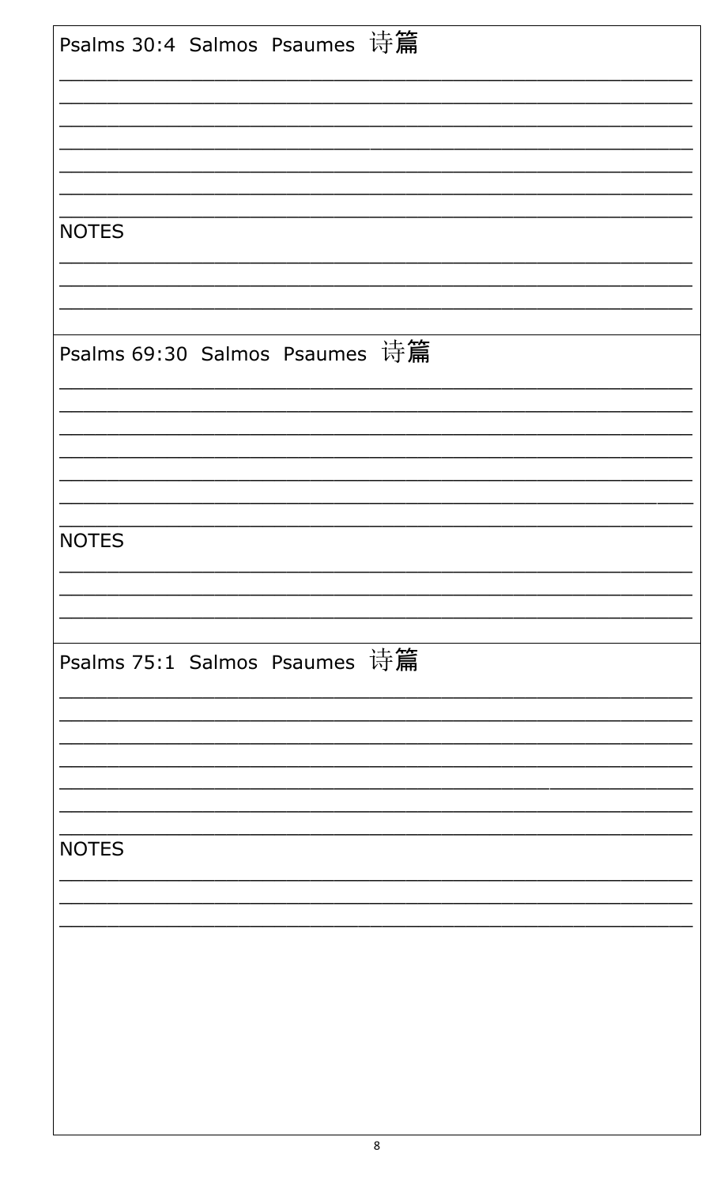Psalms 30:4 Salmos Psaumes 诗篇

\_\_\_\_\_\_\_\_\_\_\_\_\_\_\_\_\_\_\_\_\_\_\_\_\_\_\_\_\_\_\_\_\_\_\_\_\_\_\_\_\_\_\_\_\_\_\_\_

\_\_\_\_\_\_\_\_\_\_\_\_\_\_\_\_\_\_\_\_\_\_\_\_\_\_\_\_\_\_\_\_\_\_\_\_\_\_\_\_\_\_\_\_\_\_\_\_

\_\_\_\_\_\_\_\_\_\_\_\_\_\_\_\_\_\_\_\_\_\_\_\_\_\_\_\_\_\_\_\_\_\_\_\_\_\_\_\_\_\_\_\_\_\_\_\_

\_\_\_\_\_\_\_\_\_\_\_\_\_\_\_\_\_\_\_\_\_\_\_\_\_\_\_\_\_\_\_\_\_\_\_\_\_\_\_\_\_\_\_\_\_\_\_\_

\_\_\_\_\_\_\_\_\_\_\_\_\_\_\_\_\_\_\_\_\_\_\_\_\_\_\_\_\_\_\_\_\_\_\_\_\_\_\_\_\_\_\_\_\_\_\_\_

\_\_\_\_\_\_\_\_\_\_\_\_\_\_\_\_\_\_\_\_\_\_\_\_\_\_\_\_\_\_\_\_\_\_\_\_\_\_\_\_\_\_\_\_\_\_\_\_

\_\_\_\_\_\_\_\_\_\_\_\_\_\_\_\_\_\_\_\_\_\_\_\_\_\_\_\_\_\_\_\_\_\_\_\_\_\_\_\_\_\_\_\_\_\_\_\_

NOTES

\_\_\_\_\_\_\_\_\_\_\_\_\_\_\_\_\_\_\_\_\_\_\_\_\_\_\_\_\_\_\_\_\_\_\_\_\_\_\_\_\_\_\_\_\_\_\_\_

\_\_\_\_\_\_\_\_\_\_\_\_\_\_\_\_\_\_\_\_\_\_\_\_\_\_\_\_\_\_\_\_\_\_\_\_\_\_\_\_\_\_\_\_\_\_\_\_

\_\_\_\_\_\_\_\_\_\_\_\_\_\_\_\_\_\_\_\_\_\_\_\_\_\_\_\_\_\_\_\_\_\_\_\_\_\_\_\_\_\_\_\_\_\_\_\_

Psalms 69:30 Salmos Psaumes 诗篇

\_\_\_\_\_\_\_\_\_\_\_\_\_\_\_\_\_\_\_\_\_\_\_\_\_\_\_\_\_\_\_\_\_\_\_\_\_\_\_\_\_\_\_\_\_\_\_\_

\_\_\_\_\_\_\_\_\_\_\_\_\_\_\_\_\_\_\_\_\_\_\_\_\_\_\_\_\_\_\_\_\_\_\_\_\_\_\_\_\_\_\_\_\_\_\_\_

\_\_\_\_\_\_\_\_\_\_\_\_\_\_\_\_\_\_\_\_\_\_\_\_\_\_\_\_\_\_\_\_\_\_\_\_\_\_\_\_\_\_\_\_\_\_\_\_

\_\_\_\_\_\_\_\_\_\_\_\_\_\_\_\_\_\_\_\_\_\_\_\_\_\_\_\_\_\_\_\_\_\_\_\_\_\_\_\_\_\_\_\_\_\_\_\_

\_\_\_\_\_\_\_\_\_\_\_\_\_\_\_\_\_\_\_\_\_\_\_\_\_\_\_\_\_\_\_\_\_\_\_\_\_\_\_\_\_\_\_\_\_\_\_\_

\_\_\_\_\_\_\_\_\_\_\_\_\_\_\_\_\_\_\_\_\_\_\_\_\_\_\_\_\_\_\_\_\_\_\_\_\_\_\_\_\_\_\_\_\_\_\_\_

\_\_\_\_\_\_\_\_\_\_\_\_\_\_\_\_\_\_\_\_\_\_\_\_\_\_\_\_\_\_\_\_\_\_\_\_\_\_\_\_\_\_\_\_\_\_\_\_

NOTES

\_\_\_\_\_\_\_\_\_\_\_\_\_\_\_\_\_\_\_\_\_\_\_\_\_\_\_\_\_\_\_\_\_\_\_\_\_\_\_\_\_\_\_\_\_\_\_\_

\_\_\_\_\_\_\_\_\_\_\_\_\_\_\_\_\_\_\_\_\_\_\_\_\_\_\_\_\_\_\_\_\_\_\_\_\_\_\_\_\_\_\_\_\_\_\_\_

\_\_\_\_\_\_\_\_\_\_\_\_\_\_\_\_\_\_\_\_\_\_\_\_\_\_\_\_\_\_\_\_\_\_\_\_\_\_\_\_\_\_\_\_\_\_\_\_

Psalms 75:1 Salmos Psaumes 诗篇

\_\_\_\_\_\_\_\_\_\_\_\_\_\_\_\_\_\_\_\_\_\_\_\_\_\_\_\_\_\_\_\_\_\_\_\_\_\_\_\_\_\_\_\_\_\_\_\_

\_\_\_\_\_\_\_\_\_\_\_\_\_\_\_\_\_\_\_\_\_\_\_\_\_\_\_\_\_\_\_\_\_\_\_\_\_\_\_\_\_\_\_\_\_\_\_\_

\_\_\_\_\_\_\_\_\_\_\_\_\_\_\_\_\_\_\_\_\_\_\_\_\_\_\_\_\_\_\_\_\_\_\_\_\_\_\_\_\_\_\_\_\_\_\_\_

\_\_\_\_\_\_\_\_\_\_\_\_\_\_\_\_\_\_\_\_\_\_\_\_\_\_\_\_\_\_\_\_\_\_\_\_\_\_\_\_\_\_\_\_\_\_\_\_

\_\_\_\_\_\_\_\_\_\_\_\_\_\_\_\_\_\_\_\_\_\_\_\_\_\_\_\_\_\_\_\_\_\_\_\_\_\_\_\_\_\_\_\_\_\_\_\_

\_\_\_\_\_\_\_\_\_\_\_\_\_\_\_\_\_\_\_\_\_\_\_\_\_\_\_\_\_\_\_\_\_\_\_\_\_\_\_\_\_\_\_\_\_\_\_\_

\_\_\_\_\_\_\_\_\_\_\_\_\_\_\_\_\_\_\_\_\_\_\_\_\_\_\_\_\_\_\_\_\_\_\_\_\_\_\_\_\_\_\_\_\_\_\_\_

NOTES

\_\_\_\_\_\_\_\_\_\_\_\_\_\_\_\_\_\_\_\_\_\_\_\_\_\_\_\_\_\_\_\_\_\_\_\_\_\_\_\_\_\_\_\_\_\_\_\_

\_\_\_\_\_\_\_\_\_\_\_\_\_\_\_\_\_\_\_\_\_\_\_\_\_\_\_\_\_\_\_\_\_\_\_\_\_\_\_\_\_\_\_\_\_\_\_\_

\_\_\_\_\_\_\_\_\_\_\_\_\_\_\_\_\_\_\_\_\_\_\_\_\_\_\_\_\_\_\_\_\_\_\_\_\_\_\_\_\_\_\_\_\_\_\_\_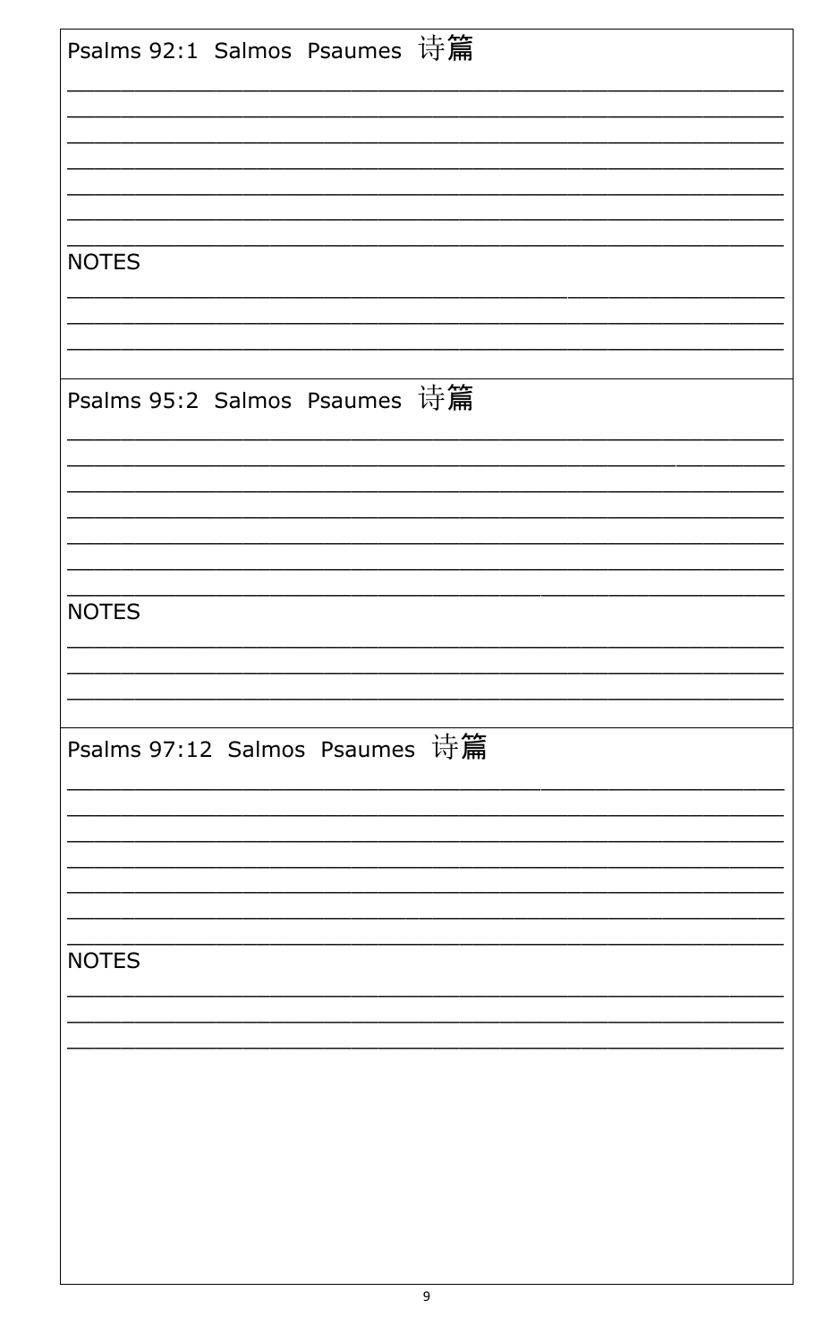Psalms 92:1 Salmos Psaumes 诗篇

\_\_\_\_\_\_\_\_\_\_\_\_\_\_\_\_\_\_\_\_\_\_\_\_\_\_\_\_\_\_\_\_\_\_\_\_\_\_\_\_\_\_\_\_\_\_\_\_\_\_

\_\_\_\_\_\_\_\_\_\_\_\_\_\_\_\_\_\_\_\_\_\_\_\_\_\_\_\_\_\_\_\_\_\_\_\_\_\_\_\_\_\_\_\_\_\_\_\_\_\_

\_\_\_\_\_\_\_\_\_\_\_\_\_\_\_\_\_\_\_\_\_\_\_\_\_\_\_\_\_\_\_\_\_\_\_\_\_\_\_\_\_\_\_\_\_\_\_\_\_\_

\_\_\_\_\_\_\_\_\_\_\_\_\_\_\_\_\_\_\_\_\_\_\_\_\_\_\_\_\_\_\_\_\_\_\_\_\_\_\_\_\_\_\_\_\_\_\_\_\_\_

\_\_\_\_\_\_\_\_\_\_\_\_\_\_\_\_\_\_\_\_\_\_\_\_\_\_\_\_\_\_\_\_\_\_\_\_\_\_\_\_\_\_\_\_\_\_\_\_\_\_

\_\_\_\_\_\_\_\_\_\_\_\_\_\_\_\_\_\_\_\_\_\_\_\_\_\_\_\_\_\_\_\_\_\_\_\_\_\_\_\_\_\_\_\_\_\_\_\_\_\_

\_\_\_\_\_\_\_\_\_\_\_\_\_\_\_\_\_\_\_\_\_\_\_\_\_\_\_\_\_\_\_\_\_\_\_\_\_\_\_\_\_\_\_\_\_\_\_\_\_\_

NOTES

\_\_\_\_\_\_\_\_\_\_\_\_\_\_\_\_\_\_\_\_\_\_\_\_\_\_\_\_\_\_\_\_\_\_\_\_\_\_\_\_\_\_\_\_\_\_\_\_\_\_

\_\_\_\_\_\_\_\_\_\_\_\_\_\_\_\_\_\_\_\_\_\_\_\_\_\_\_\_\_\_\_\_\_\_\_\_\_\_\_\_\_\_\_\_\_\_\_\_\_\_

\_\_\_\_\_\_\_\_\_\_\_\_\_\_\_\_\_\_\_\_\_\_\_\_\_\_\_\_\_\_\_\_\_\_\_\_\_\_\_\_\_\_\_\_\_\_\_\_\_\_

Psalms 95:2 Salmos Psaumes 诗篇

\_\_\_\_\_\_\_\_\_\_\_\_\_\_\_\_\_\_\_\_\_\_\_\_\_\_\_\_\_\_\_\_\_\_\_\_\_\_\_\_\_\_\_\_\_\_\_\_\_\_

\_\_\_\_\_\_\_\_\_\_\_\_\_\_\_\_\_\_\_\_\_\_\_\_\_\_\_\_\_\_\_\_\_\_\_\_\_\_\_\_\_\_\_\_\_\_\_\_\_\_

\_\_\_\_\_\_\_\_\_\_\_\_\_\_\_\_\_\_\_\_\_\_\_\_\_\_\_\_\_\_\_\_\_\_\_\_\_\_\_\_\_\_\_\_\_\_\_\_\_\_

\_\_\_\_\_\_\_\_\_\_\_\_\_\_\_\_\_\_\_\_\_\_\_\_\_\_\_\_\_\_\_\_\_\_\_\_\_\_\_\_\_\_\_\_\_\_\_\_\_\_

\_\_\_\_\_\_\_\_\_\_\_\_\_\_\_\_\_\_\_\_\_\_\_\_\_\_\_\_\_\_\_\_\_\_\_\_\_\_\_\_\_\_\_\_\_\_\_\_\_\_

\_\_\_\_\_\_\_\_\_\_\_\_\_\_\_\_\_\_\_\_\_\_\_\_\_\_\_\_\_\_\_\_\_\_\_\_\_\_\_\_\_\_\_\_\_\_\_\_\_\_

\_\_\_\_\_\_\_\_\_\_\_\_\_\_\_\_\_\_\_\_\_\_\_\_\_\_\_\_\_\_\_\_\_\_\_\_\_\_\_\_\_\_\_\_\_\_\_\_\_\_

NOTES

\_\_\_\_\_\_\_\_\_\_\_\_\_\_\_\_\_\_\_\_\_\_\_\_\_\_\_\_\_\_\_\_\_\_\_\_\_\_\_\_\_\_\_\_\_\_\_\_\_\_

\_\_\_\_\_\_\_\_\_\_\_\_\_\_\_\_\_\_\_\_\_\_\_\_\_\_\_\_\_\_\_\_\_\_\_\_\_\_\_\_\_\_\_\_\_\_\_\_\_\_

\_\_\_\_\_\_\_\_\_\_\_\_\_\_\_\_\_\_\_\_\_\_\_\_\_\_\_\_\_\_\_\_\_\_\_\_\_\_\_\_\_\_\_\_\_\_\_\_\_\_

Psalms 97:12 Salmos Psaumes 诗篇

\_\_\_\_\_\_\_\_\_\_\_\_\_\_\_\_\_\_\_\_\_\_\_\_\_\_\_\_\_\_\_\_\_\_\_\_\_\_\_\_\_\_\_\_\_\_\_\_\_\_

\_\_\_\_\_\_\_\_\_\_\_\_\_\_\_\_\_\_\_\_\_\_\_\_\_\_\_\_\_\_\_\_\_\_\_\_\_\_\_\_\_\_\_\_\_\_\_\_\_\_

\_\_\_\_\_\_\_\_\_\_\_\_\_\_\_\_\_\_\_\_\_\_\_\_\_\_\_\_\_\_\_\_\_\_\_\_\_\_\_\_\_\_\_\_\_\_\_\_\_\_

\_\_\_\_\_\_\_\_\_\_\_\_\_\_\_\_\_\_\_\_\_\_\_\_\_\_\_\_\_\_\_\_\_\_\_\_\_\_\_\_\_\_\_\_\_\_\_\_\_\_

\_\_\_\_\_\_\_\_\_\_\_\_\_\_\_\_\_\_\_\_\_\_\_\_\_\_\_\_\_\_\_\_\_\_\_\_\_\_\_\_\_\_\_\_\_\_\_\_\_\_

\_\_\_\_\_\_\_\_\_\_\_\_\_\_\_\_\_\_\_\_\_\_\_\_\_\_\_\_\_\_\_\_\_\_\_\_\_\_\_\_\_\_\_\_\_\_\_\_\_\_

\_\_\_\_\_\_\_\_\_\_\_\_\_\_\_\_\_\_\_\_\_\_\_\_\_\_\_\_\_\_\_\_\_\_\_\_\_\_\_\_\_\_\_\_\_\_\_\_\_\_

NOTES

\_\_\_\_\_\_\_\_\_\_\_\_\_\_\_\_\_\_\_\_\_\_\_\_\_\_\_\_\_\_\_\_\_\_\_\_\_\_\_\_\_\_\_\_\_\_\_\_\_\_

\_\_\_\_\_\_\_\_\_\_\_\_\_\_\_\_\_\_\_\_\_\_\_\_\_\_\_\_\_\_\_\_\_\_\_\_\_\_\_\_\_\_\_\_\_\_\_\_\_\_

\_\_\_\_\_\_\_\_\_\_\_\_\_\_\_\_\_\_\_\_\_\_\_\_\_\_\_\_\_\_\_\_\_\_\_\_\_\_\_\_\_\_\_\_\_\_\_\_\_\_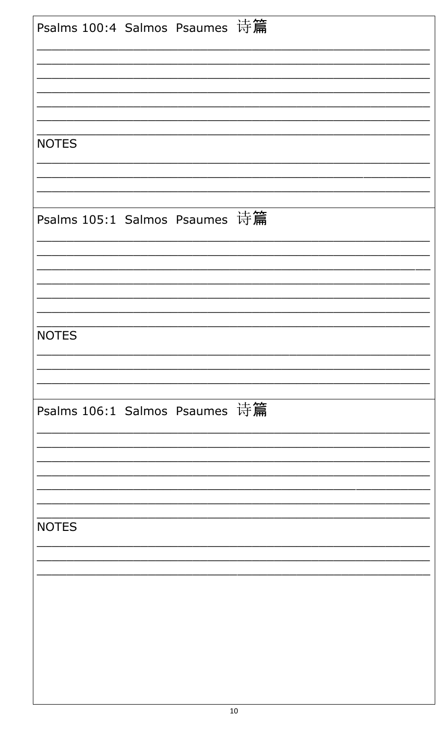Psalms 100:4 Salmos Psaumes 诗篇

\_\_\_\_\_\_\_\_\_\_\_\_\_\_\_\_\_\_\_\_\_\_\_\_\_\_\_\_\_\_\_\_\_\_\_\_\_\_\_\_\_\_\_\_\_\_\_\_\_\_\_\_\_\_\_\_\_\_\_\_

\_\_\_\_\_\_\_\_\_\_\_\_\_\_\_\_\_\_\_\_\_\_\_\_\_\_\_\_\_\_\_\_\_\_\_\_\_\_\_\_\_\_\_\_\_\_\_\_\_\_\_\_\_\_\_\_\_\_\_\_

\_\_\_\_\_\_\_\_\_\_\_\_\_\_\_\_\_\_\_\_\_\_\_\_\_\_\_\_\_\_\_\_\_\_\_\_\_\_\_\_\_\_\_\_\_\_\_\_\_\_\_\_\_\_\_\_\_\_\_\_

\_\_\_\_\_\_\_\_\_\_\_\_\_\_\_\_\_\_\_\_\_\_\_\_\_\_\_\_\_\_\_\_\_\_\_\_\_\_\_\_\_\_\_\_\_\_\_\_\_\_\_\_\_\_\_\_\_\_\_\_

\_\_\_\_\_\_\_\_\_\_\_\_\_\_\_\_\_\_\_\_\_\_\_\_\_\_\_\_\_\_\_\_\_\_\_\_\_\_\_\_\_\_\_\_\_\_\_\_\_\_\_\_\_\_\_\_\_\_\_\_

\_\_\_\_\_\_\_\_\_\_\_\_\_\_\_\_\_\_\_\_\_\_\_\_\_\_\_\_\_\_\_\_\_\_\_\_\_\_\_\_\_\_\_\_\_\_\_\_\_\_\_\_\_\_\_\_\_\_\_\_

\_\_\_\_\_\_\_\_\_\_\_\_\_\_\_\_\_\_\_\_\_\_\_\_\_\_\_\_\_\_\_\_\_\_\_\_\_\_\_\_\_\_\_\_\_\_\_\_\_\_\_\_\_\_\_\_\_\_\_\_

NOTES

\_\_\_\_\_\_\_\_\_\_\_\_\_\_\_\_\_\_\_\_\_\_\_\_\_\_\_\_\_\_\_\_\_\_\_\_\_\_\_\_\_\_\_\_\_\_\_\_\_\_\_\_\_\_\_\_\_\_\_\_

\_\_\_\_\_\_\_\_\_\_\_\_\_\_\_\_\_\_\_\_\_\_\_\_\_\_\_\_\_\_\_\_\_\_\_\_\_\_\_\_\_\_\_\_\_\_\_\_\_\_\_\_\_\_\_\_\_\_\_\_

\_\_\_\_\_\_\_\_\_\_\_\_\_\_\_\_\_\_\_\_\_\_\_\_\_\_\_\_\_\_\_\_\_\_\_\_\_\_\_\_\_\_\_\_\_\_\_\_\_\_\_\_\_\_\_\_\_\_\_\_

Psalms 105:1 Salmos Psaumes 诗篇

\_\_\_\_\_\_\_\_\_\_\_\_\_\_\_\_\_\_\_\_\_\_\_\_\_\_\_\_\_\_\_\_\_\_\_\_\_\_\_\_\_\_\_\_\_\_\_\_\_\_\_\_\_\_\_\_\_\_\_\_

\_\_\_\_\_\_\_\_\_\_\_\_\_\_\_\_\_\_\_\_\_\_\_\_\_\_\_\_\_\_\_\_\_\_\_\_\_\_\_\_\_\_\_\_\_\_\_\_\_\_\_\_\_\_\_\_\_\_\_\_

\_\_\_\_\_\_\_\_\_\_\_\_\_\_\_\_\_\_\_\_\_\_\_\_\_\_\_\_\_\_\_\_\_\_\_\_\_\_\_\_\_\_\_\_\_\_\_\_\_\_\_\_\_\_\_\_\_\_\_\_

\_\_\_\_\_\_\_\_\_\_\_\_\_\_\_\_\_\_\_\_\_\_\_\_\_\_\_\_\_\_\_\_\_\_\_\_\_\_\_\_\_\_\_\_\_\_\_\_\_\_\_\_\_\_\_\_\_\_\_\_

\_\_\_\_\_\_\_\_\_\_\_\_\_\_\_\_\_\_\_\_\_\_\_\_\_\_\_\_\_\_\_\_\_\_\_\_\_\_\_\_\_\_\_\_\_\_\_\_\_\_\_\_\_\_\_\_\_\_\_\_

\_\_\_\_\_\_\_\_\_\_\_\_\_\_\_\_\_\_\_\_\_\_\_\_\_\_\_\_\_\_\_\_\_\_\_\_\_\_\_\_\_\_\_\_\_\_\_\_\_\_\_\_\_\_\_\_\_\_\_\_

\_\_\_\_\_\_\_\_\_\_\_\_\_\_\_\_\_\_\_\_\_\_\_\_\_\_\_\_\_\_\_\_\_\_\_\_\_\_\_\_\_\_\_\_\_\_\_\_\_\_\_\_\_\_\_\_\_\_\_\_

NOTES

\_\_\_\_\_\_\_\_\_\_\_\_\_\_\_\_\_\_\_\_\_\_\_\_\_\_\_\_\_\_\_\_\_\_\_\_\_\_\_\_\_\_\_\_\_\_\_\_\_\_\_\_\_\_\_\_\_\_\_\_

\_\_\_\_\_\_\_\_\_\_\_\_\_\_\_\_\_\_\_\_\_\_\_\_\_\_\_\_\_\_\_\_\_\_\_\_\_\_\_\_\_\_\_\_\_\_\_\_\_\_\_\_\_\_\_\_\_\_\_\_

\_\_\_\_\_\_\_\_\_\_\_\_\_\_\_\_\_\_\_\_\_\_\_\_\_\_\_\_\_\_\_\_\_\_\_\_\_\_\_\_\_\_\_\_\_\_\_\_\_\_\_\_\_\_\_\_\_\_\_\_

Psalms 106:1 Salmos Psaumes 诗篇

\_\_\_\_\_\_\_\_\_\_\_\_\_\_\_\_\_\_\_\_\_\_\_\_\_\_\_\_\_\_\_\_\_\_\_\_\_\_\_\_\_\_\_\_\_\_\_\_\_\_\_\_\_\_\_\_\_\_\_\_

\_\_\_\_\_\_\_\_\_\_\_\_\_\_\_\_\_\_\_\_\_\_\_\_\_\_\_\_\_\_\_\_\_\_\_\_\_\_\_\_\_\_\_\_\_\_\_\_\_\_\_\_\_\_\_\_\_\_\_\_

\_\_\_\_\_\_\_\_\_\_\_\_\_\_\_\_\_\_\_\_\_\_\_\_\_\_\_\_\_\_\_\_\_\_\_\_\_\_\_\_\_\_\_\_\_\_\_\_\_\_\_\_\_\_\_\_\_\_\_\_

\_\_\_\_\_\_\_\_\_\_\_\_\_\_\_\_\_\_\_\_\_\_\_\_\_\_\_\_\_\_\_\_\_\_\_\_\_\_\_\_\_\_\_\_\_\_\_\_\_\_\_\_\_\_\_\_\_\_\_\_

\_\_\_\_\_\_\_\_\_\_\_\_\_\_\_\_\_\_\_\_\_\_\_\_\_\_\_\_\_\_\_\_\_\_\_\_\_\_\_\_\_\_\_\_\_\_\_\_\_\_\_\_\_\_\_\_\_\_\_\_

\_\_\_\_\_\_\_\_\_\_\_\_\_\_\_\_\_\_\_\_\_\_\_\_\_\_\_\_\_\_\_\_\_\_\_\_\_\_\_\_\_\_\_\_\_\_\_\_\_\_\_\_\_\_\_\_\_\_\_\_

\_\_\_\_\_\_\_\_\_\_\_\_\_\_\_\_\_\_\_\_\_\_\_\_\_\_\_\_\_\_\_\_\_\_\_\_\_\_\_\_\_\_\_\_\_\_\_\_\_\_\_\_\_\_\_\_\_\_\_\_

NOTES

\_\_\_\_\_\_\_\_\_\_\_\_\_\_\_\_\_\_\_\_\_\_\_\_\_\_\_\_\_\_\_\_\_\_\_\_\_\_\_\_\_\_\_\_\_\_\_\_\_\_\_\_\_\_\_\_\_\_\_\_

\_\_\_\_\_\_\_\_\_\_\_\_\_\_\_\_\_\_\_\_\_\_\_\_\_\_\_\_\_\_\_\_\_\_\_\_\_\_\_\_\_\_\_\_\_\_\_\_\_\_\_\_\_\_\_\_\_\_\_\_

\_\_\_\_\_\_\_\_\_\_\_\_\_\_\_\_\_\_\_\_\_\_\_\_\_\_\_\_\_\_\_\_\_\_\_\_\_\_\_\_\_\_\_\_\_\_\_\_\_\_\_\_\_\_\_\_\_\_\_\_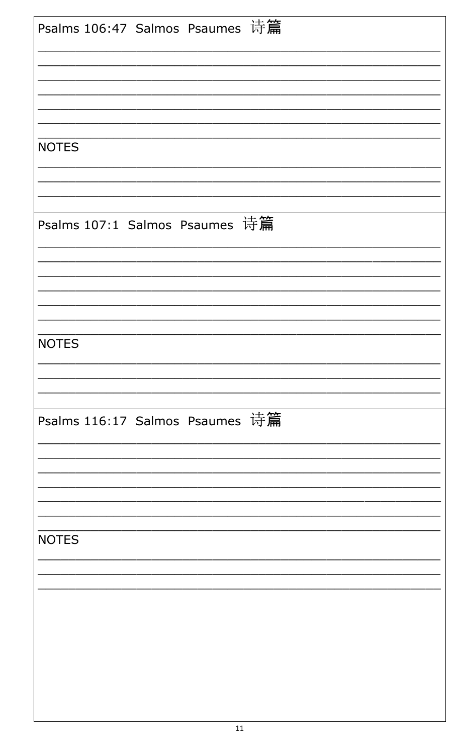Psalms 106:47 Salmos Psaumes 诗篇

\_\_\_\_\_\_\_\_\_\_\_\_\_\_\_\_\_\_\_\_\_\_\_\_\_\_\_\_\_\_\_\_\_\_\_\_\_\_\_\_\_\_\_\_\_\_\_\_

\_\_\_\_\_\_\_\_\_\_\_\_\_\_\_\_\_\_\_\_\_\_\_\_\_\_\_\_\_\_\_\_\_\_\_\_\_\_\_\_\_\_\_\_\_\_\_\_

\_\_\_\_\_\_\_\_\_\_\_\_\_\_\_\_\_\_\_\_\_\_\_\_\_\_\_\_\_\_\_\_\_\_\_\_\_\_\_\_\_\_\_\_\_\_\_\_

\_\_\_\_\_\_\_\_\_\_\_\_\_\_\_\_\_\_\_\_\_\_\_\_\_\_\_\_\_\_\_\_\_\_\_\_\_\_\_\_\_\_\_\_\_\_\_\_

\_\_\_\_\_\_\_\_\_\_\_\_\_\_\_\_\_\_\_\_\_\_\_\_\_\_\_\_\_\_\_\_\_\_\_\_\_\_\_\_\_\_\_\_\_\_\_\_

\_\_\_\_\_\_\_\_\_\_\_\_\_\_\_\_\_\_\_\_\_\_\_\_\_\_\_\_\_\_\_\_\_\_\_\_\_\_\_\_\_\_\_\_\_\_\_\_

\_\_\_\_\_\_\_\_\_\_\_\_\_\_\_\_\_\_\_\_\_\_\_\_\_\_\_\_\_\_\_\_\_\_\_\_\_\_\_\_\_\_\_\_\_\_\_\_

NOTES

\_\_\_\_\_\_\_\_\_\_\_\_\_\_\_\_\_\_\_\_\_\_\_\_\_\_\_\_\_\_\_\_\_\_\_\_\_\_\_\_\_\_\_\_\_\_\_\_

\_\_\_\_\_\_\_\_\_\_\_\_\_\_\_\_\_\_\_\_\_\_\_\_\_\_\_\_\_\_\_\_\_\_\_\_\_\_\_\_\_\_\_\_\_\_\_\_

\_\_\_\_\_\_\_\_\_\_\_\_\_\_\_\_\_\_\_\_\_\_\_\_\_\_\_\_\_\_\_\_\_\_\_\_\_\_\_\_\_\_\_\_\_\_\_\_

Psalms 107:1 Salmos Psaumes 诗篇

\_\_\_\_\_\_\_\_\_\_\_\_\_\_\_\_\_\_\_\_\_\_\_\_\_\_\_\_\_\_\_\_\_\_\_\_\_\_\_\_\_\_\_\_\_\_\_\_

\_\_\_\_\_\_\_\_\_\_\_\_\_\_\_\_\_\_\_\_\_\_\_\_\_\_\_\_\_\_\_\_\_\_\_\_\_\_\_\_\_\_\_\_\_\_\_\_

\_\_\_\_\_\_\_\_\_\_\_\_\_\_\_\_\_\_\_\_\_\_\_\_\_\_\_\_\_\_\_\_\_\_\_\_\_\_\_\_\_\_\_\_\_\_\_\_

\_\_\_\_\_\_\_\_\_\_\_\_\_\_\_\_\_\_\_\_\_\_\_\_\_\_\_\_\_\_\_\_\_\_\_\_\_\_\_\_\_\_\_\_\_\_\_\_

\_\_\_\_\_\_\_\_\_\_\_\_\_\_\_\_\_\_\_\_\_\_\_\_\_\_\_\_\_\_\_\_\_\_\_\_\_\_\_\_\_\_\_\_\_\_\_\_

\_\_\_\_\_\_\_\_\_\_\_\_\_\_\_\_\_\_\_\_\_\_\_\_\_\_\_\_\_\_\_\_\_\_\_\_\_\_\_\_\_\_\_\_\_\_\_\_

\_\_\_\_\_\_\_\_\_\_\_\_\_\_\_\_\_\_\_\_\_\_\_\_\_\_\_\_\_\_\_\_\_\_\_\_\_\_\_\_\_\_\_\_\_\_\_\_

NOTES

\_\_\_\_\_\_\_\_\_\_\_\_\_\_\_\_\_\_\_\_\_\_\_\_\_\_\_\_\_\_\_\_\_\_\_\_\_\_\_\_\_\_\_\_\_\_\_\_

\_\_\_\_\_\_\_\_\_\_\_\_\_\_\_\_\_\_\_\_\_\_\_\_\_\_\_\_\_\_\_\_\_\_\_\_\_\_\_\_\_\_\_\_\_\_\_\_

\_\_\_\_\_\_\_\_\_\_\_\_\_\_\_\_\_\_\_\_\_\_\_\_\_\_\_\_\_\_\_\_\_\_\_\_\_\_\_\_\_\_\_\_\_\_\_\_

Psalms 116:17 Salmos Psaumes 诗篇

\_\_\_\_\_\_\_\_\_\_\_\_\_\_\_\_\_\_\_\_\_\_\_\_\_\_\_\_\_\_\_\_\_\_\_\_\_\_\_\_\_\_\_\_\_\_\_\_

\_\_\_\_\_\_\_\_\_\_\_\_\_\_\_\_\_\_\_\_\_\_\_\_\_\_\_\_\_\_\_\_\_\_\_\_\_\_\_\_\_\_\_\_\_\_\_\_

\_\_\_\_\_\_\_\_\_\_\_\_\_\_\_\_\_\_\_\_\_\_\_\_\_\_\_\_\_\_\_\_\_\_\_\_\_\_\_\_\_\_\_\_\_\_\_\_

\_\_\_\_\_\_\_\_\_\_\_\_\_\_\_\_\_\_\_\_\_\_\_\_\_\_\_\_\_\_\_\_\_\_\_\_\_\_\_\_\_\_\_\_\_\_\_\_

\_\_\_\_\_\_\_\_\_\_\_\_\_\_\_\_\_\_\_\_\_\_\_\_\_\_\_\_\_\_\_\_\_\_\_\_\_\_\_\_\_\_\_\_\_\_\_\_

\_\_\_\_\_\_\_\_\_\_\_\_\_\_\_\_\_\_\_\_\_\_\_\_\_\_\_\_\_\_\_\_\_\_\_\_\_\_\_\_\_\_\_\_\_\_\_\_

\_\_\_\_\_\_\_\_\_\_\_\_\_\_\_\_\_\_\_\_\_\_\_\_\_\_\_\_\_\_\_\_\_\_\_\_\_\_\_\_\_\_\_\_\_\_\_\_

NOTES

\_\_\_\_\_\_\_\_\_\_\_\_\_\_\_\_\_\_\_\_\_\_\_\_\_\_\_\_\_\_\_\_\_\_\_\_\_\_\_\_\_\_\_\_\_\_\_\_

\_\_\_\_\_\_\_\_\_\_\_\_\_\_\_\_\_\_\_\_\_\_\_\_\_\_\_\_\_\_\_\_\_\_\_\_\_\_\_\_\_\_\_\_\_\_\_\_

\_\_\_\_\_\_\_\_\_\_\_\_\_\_\_\_\_\_\_\_\_\_\_\_\_\_\_\_\_\_\_\_\_\_\_\_\_\_\_\_\_\_\_\_\_\_\_\_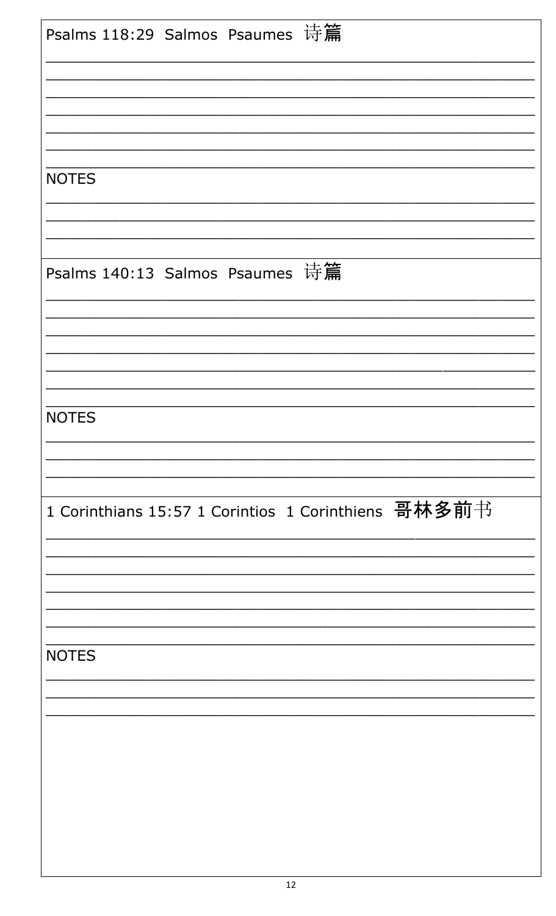Psalms 118:29  Salmos  Psaumes  诗篇

_______________________________________________
_______________________________________________
_______________________________________________
_______________________________________________
_______________________________________________
_______________________________________________
_______________________________________________

NOTES

_______________________________________________
_______________________________________________
_______________________________________________

Psalms 140:13  Salmos  Psaumes  诗篇

_______________________________________________
_______________________________________________
_______________________________________________
_______________________________________________
_______________________________________________
_______________________________________________
_______________________________________________

NOTES

_______________________________________________
_______________________________________________
_______________________________________________

1 Corinthians 15:57 1 Corintios  1 Corinthiens  **哥林多前**书

_______________________________________________
_______________________________________________
_______________________________________________
_______________________________________________
_______________________________________________
_______________________________________________
_______________________________________________

NOTES

_______________________________________________
_______________________________________________
_______________________________________________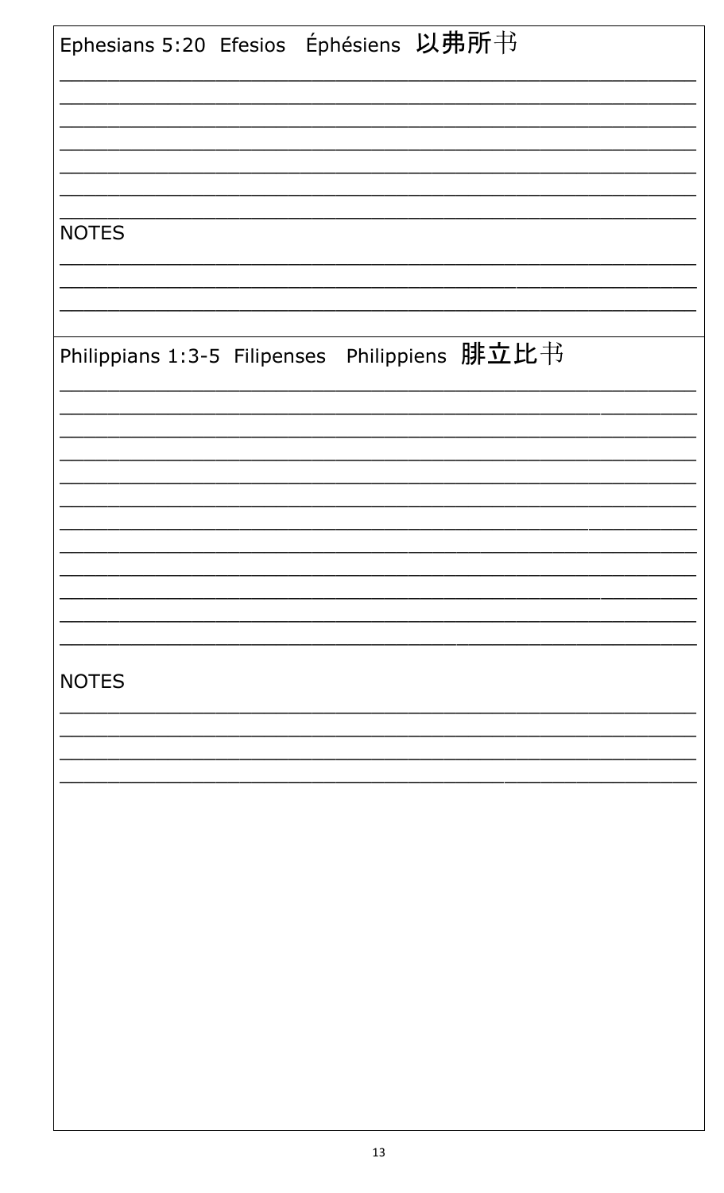Ephesians 5:20 Efesios Éphésiens **以弗所**书

_______________________________________________

_______________________________________________

_______________________________________________

_______________________________________________

_______________________________________________

_______________________________________________

_______________________________________________

NOTES

_______________________________________________

_______________________________________________

_______________________________________________

Philippians 1:3-5 Filipenses Philippiens **腓立比**书

_______________________________________________

_______________________________________________

_______________________________________________

_______________________________________________

_______________________________________________

_______________________________________________

_______________________________________________

_______________________________________________

_______________________________________________

_______________________________________________

_______________________________________________

_______________________________________________

NOTES

_______________________________________________

_______________________________________________

_______________________________________________

_______________________________________________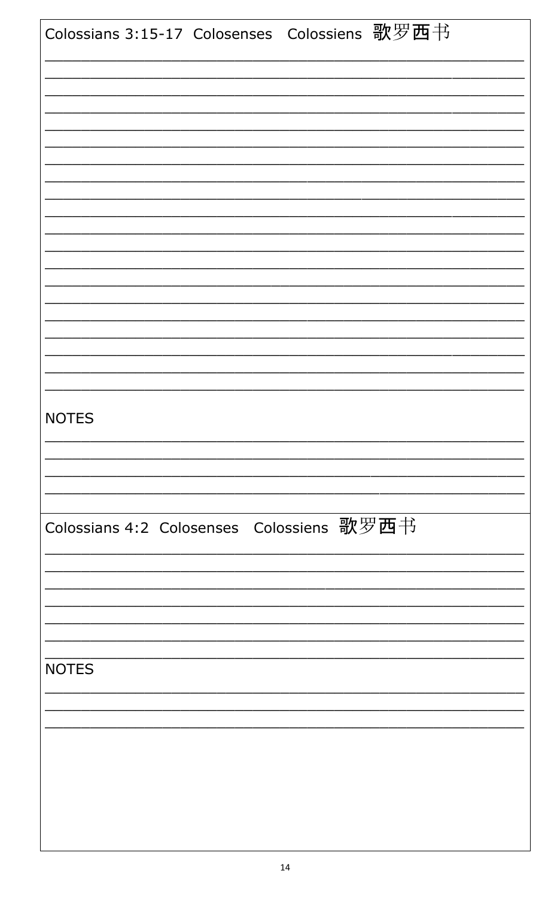Colossians 3:15-17 Colosenses Colossiens 歌罗西书

\_\_\_\_\_\_\_\_\_\_\_\_\_\_\_\_\_\_\_\_\_\_\_\_\_\_\_\_\_\_\_\_\_\_\_\_\_\_\_\_\_\_\_\_\_\_\_\_\_\_\_\_\_\_\_\_\_\_\_\_

\_\_\_\_\_\_\_\_\_\_\_\_\_\_\_\_\_\_\_\_\_\_\_\_\_\_\_\_\_\_\_\_\_\_\_\_\_\_\_\_\_\_\_\_\_\_\_\_\_\_\_\_\_\_\_\_\_\_\_\_

\_\_\_\_\_\_\_\_\_\_\_\_\_\_\_\_\_\_\_\_\_\_\_\_\_\_\_\_\_\_\_\_\_\_\_\_\_\_\_\_\_\_\_\_\_\_\_\_\_\_\_\_\_\_\_\_\_\_\_\_

\_\_\_\_\_\_\_\_\_\_\_\_\_\_\_\_\_\_\_\_\_\_\_\_\_\_\_\_\_\_\_\_\_\_\_\_\_\_\_\_\_\_\_\_\_\_\_\_\_\_\_\_\_\_\_\_\_\_\_\_

\_\_\_\_\_\_\_\_\_\_\_\_\_\_\_\_\_\_\_\_\_\_\_\_\_\_\_\_\_\_\_\_\_\_\_\_\_\_\_\_\_\_\_\_\_\_\_\_\_\_\_\_\_\_\_\_\_\_\_\_

\_\_\_\_\_\_\_\_\_\_\_\_\_\_\_\_\_\_\_\_\_\_\_\_\_\_\_\_\_\_\_\_\_\_\_\_\_\_\_\_\_\_\_\_\_\_\_\_\_\_\_\_\_\_\_\_\_\_\_\_

\_\_\_\_\_\_\_\_\_\_\_\_\_\_\_\_\_\_\_\_\_\_\_\_\_\_\_\_\_\_\_\_\_\_\_\_\_\_\_\_\_\_\_\_\_\_\_\_\_\_\_\_\_\_\_\_\_\_\_\_

\_\_\_\_\_\_\_\_\_\_\_\_\_\_\_\_\_\_\_\_\_\_\_\_\_\_\_\_\_\_\_\_\_\_\_\_\_\_\_\_\_\_\_\_\_\_\_\_\_\_\_\_\_\_\_\_\_\_\_\_

\_\_\_\_\_\_\_\_\_\_\_\_\_\_\_\_\_\_\_\_\_\_\_\_\_\_\_\_\_\_\_\_\_\_\_\_\_\_\_\_\_\_\_\_\_\_\_\_\_\_\_\_\_\_\_\_\_\_\_\_

\_\_\_\_\_\_\_\_\_\_\_\_\_\_\_\_\_\_\_\_\_\_\_\_\_\_\_\_\_\_\_\_\_\_\_\_\_\_\_\_\_\_\_\_\_\_\_\_\_\_\_\_\_\_\_\_\_\_\_\_

\_\_\_\_\_\_\_\_\_\_\_\_\_\_\_\_\_\_\_\_\_\_\_\_\_\_\_\_\_\_\_\_\_\_\_\_\_\_\_\_\_\_\_\_\_\_\_\_\_\_\_\_\_\_\_\_\_\_\_\_

\_\_\_\_\_\_\_\_\_\_\_\_\_\_\_\_\_\_\_\_\_\_\_\_\_\_\_\_\_\_\_\_\_\_\_\_\_\_\_\_\_\_\_\_\_\_\_\_\_\_\_\_\_\_\_\_\_\_\_\_

\_\_\_\_\_\_\_\_\_\_\_\_\_\_\_\_\_\_\_\_\_\_\_\_\_\_\_\_\_\_\_\_\_\_\_\_\_\_\_\_\_\_\_\_\_\_\_\_\_\_\_\_\_\_\_\_\_\_\_\_

\_\_\_\_\_\_\_\_\_\_\_\_\_\_\_\_\_\_\_\_\_\_\_\_\_\_\_\_\_\_\_\_\_\_\_\_\_\_\_\_\_\_\_\_\_\_\_\_\_\_\_\_\_\_\_\_\_\_\_\_

\_\_\_\_\_\_\_\_\_\_\_\_\_\_\_\_\_\_\_\_\_\_\_\_\_\_\_\_\_\_\_\_\_\_\_\_\_\_\_\_\_\_\_\_\_\_\_\_\_\_\_\_\_\_\_\_\_\_\_\_

\_\_\_\_\_\_\_\_\_\_\_\_\_\_\_\_\_\_\_\_\_\_\_\_\_\_\_\_\_\_\_\_\_\_\_\_\_\_\_\_\_\_\_\_\_\_\_\_\_\_\_\_\_\_\_\_\_\_\_\_

\_\_\_\_\_\_\_\_\_\_\_\_\_\_\_\_\_\_\_\_\_\_\_\_\_\_\_\_\_\_\_\_\_\_\_\_\_\_\_\_\_\_\_\_\_\_\_\_\_\_\_\_\_\_\_\_\_\_\_\_

\_\_\_\_\_\_\_\_\_\_\_\_\_\_\_\_\_\_\_\_\_\_\_\_\_\_\_\_\_\_\_\_\_\_\_\_\_\_\_\_\_\_\_\_\_\_\_\_\_\_\_\_\_\_\_\_\_\_\_\_

\_\_\_\_\_\_\_\_\_\_\_\_\_\_\_\_\_\_\_\_\_\_\_\_\_\_\_\_\_\_\_\_\_\_\_\_\_\_\_\_\_\_\_\_\_\_\_\_\_\_\_\_\_\_\_\_\_\_\_\_

\_\_\_\_\_\_\_\_\_\_\_\_\_\_\_\_\_\_\_\_\_\_\_\_\_\_\_\_\_\_\_\_\_\_\_\_\_\_\_\_\_\_\_\_\_\_\_\_\_\_\_\_\_\_\_\_\_\_\_\_

\_\_\_\_\_\_\_\_\_\_\_\_\_\_\_\_\_\_\_\_\_\_\_\_\_\_\_\_\_\_\_\_\_\_\_\_\_\_\_\_\_\_\_\_\_\_\_\_\_\_\_\_\_\_\_\_\_\_\_\_

\_\_\_\_\_\_\_\_\_\_\_\_\_\_\_\_\_\_\_\_\_\_\_\_\_\_\_\_\_\_\_\_\_\_\_\_\_\_\_\_\_\_\_\_\_\_\_\_\_\_\_\_\_\_\_\_\_\_\_\_

NOTES

\_\_\_\_\_\_\_\_\_\_\_\_\_\_\_\_\_\_\_\_\_\_\_\_\_\_\_\_\_\_\_\_\_\_\_\_\_\_\_\_\_\_\_\_\_\_\_\_\_\_\_\_\_\_\_\_\_\_\_\_

\_\_\_\_\_\_\_\_\_\_\_\_\_\_\_\_\_\_\_\_\_\_\_\_\_\_\_\_\_\_\_\_\_\_\_\_\_\_\_\_\_\_\_\_\_\_\_\_\_\_\_\_\_\_\_\_\_\_\_\_

\_\_\_\_\_\_\_\_\_\_\_\_\_\_\_\_\_\_\_\_\_\_\_\_\_\_\_\_\_\_\_\_\_\_\_\_\_\_\_\_\_\_\_\_\_\_\_\_\_\_\_\_\_\_\_\_\_\_\_\_

\_\_\_\_\_\_\_\_\_\_\_\_\_\_\_\_\_\_\_\_\_\_\_\_\_\_\_\_\_\_\_\_\_\_\_\_\_\_\_\_\_\_\_\_\_\_\_\_\_\_\_\_\_\_\_\_\_\_\_\_

Colossians 4:2 Colosenses Colossiens 歌罗西书

\_\_\_\_\_\_\_\_\_\_\_\_\_\_\_\_\_\_\_\_\_\_\_\_\_\_\_\_\_\_\_\_\_\_\_\_\_\_\_\_\_\_\_\_\_\_\_\_\_\_\_\_\_\_\_\_\_\_\_\_

\_\_\_\_\_\_\_\_\_\_\_\_\_\_\_\_\_\_\_\_\_\_\_\_\_\_\_\_\_\_\_\_\_\_\_\_\_\_\_\_\_\_\_\_\_\_\_\_\_\_\_\_\_\_\_\_\_\_\_\_

\_\_\_\_\_\_\_\_\_\_\_\_\_\_\_\_\_\_\_\_\_\_\_\_\_\_\_\_\_\_\_\_\_\_\_\_\_\_\_\_\_\_\_\_\_\_\_\_\_\_\_\_\_\_\_\_\_\_\_\_

\_\_\_\_\_\_\_\_\_\_\_\_\_\_\_\_\_\_\_\_\_\_\_\_\_\_\_\_\_\_\_\_\_\_\_\_\_\_\_\_\_\_\_\_\_\_\_\_\_\_\_\_\_\_\_\_\_\_\_\_

\_\_\_\_\_\_\_\_\_\_\_\_\_\_\_\_\_\_\_\_\_\_\_\_\_\_\_\_\_\_\_\_\_\_\_\_\_\_\_\_\_\_\_\_\_\_\_\_\_\_\_\_\_\_\_\_\_\_\_\_

\_\_\_\_\_\_\_\_\_\_\_\_\_\_\_\_\_\_\_\_\_\_\_\_\_\_\_\_\_\_\_\_\_\_\_\_\_\_\_\_\_\_\_\_\_\_\_\_\_\_\_\_\_\_\_\_\_\_\_\_

\_\_\_\_\_\_\_\_\_\_\_\_\_\_\_\_\_\_\_\_\_\_\_\_\_\_\_\_\_\_\_\_\_\_\_\_\_\_\_\_\_\_\_\_\_\_\_\_\_\_\_\_\_\_\_\_\_\_\_\_

NOTES

\_\_\_\_\_\_\_\_\_\_\_\_\_\_\_\_\_\_\_\_\_\_\_\_\_\_\_\_\_\_\_\_\_\_\_\_\_\_\_\_\_\_\_\_\_\_\_\_\_\_\_\_\_\_\_\_\_\_\_\_

\_\_\_\_\_\_\_\_\_\_\_\_\_\_\_\_\_\_\_\_\_\_\_\_\_\_\_\_\_\_\_\_\_\_\_\_\_\_\_\_\_\_\_\_\_\_\_\_\_\_\_\_\_\_\_\_\_\_\_\_

\_\_\_\_\_\_\_\_\_\_\_\_\_\_\_\_\_\_\_\_\_\_\_\_\_\_\_\_\_\_\_\_\_\_\_\_\_\_\_\_\_\_\_\_\_\_\_\_\_\_\_\_\_\_\_\_\_\_\_\_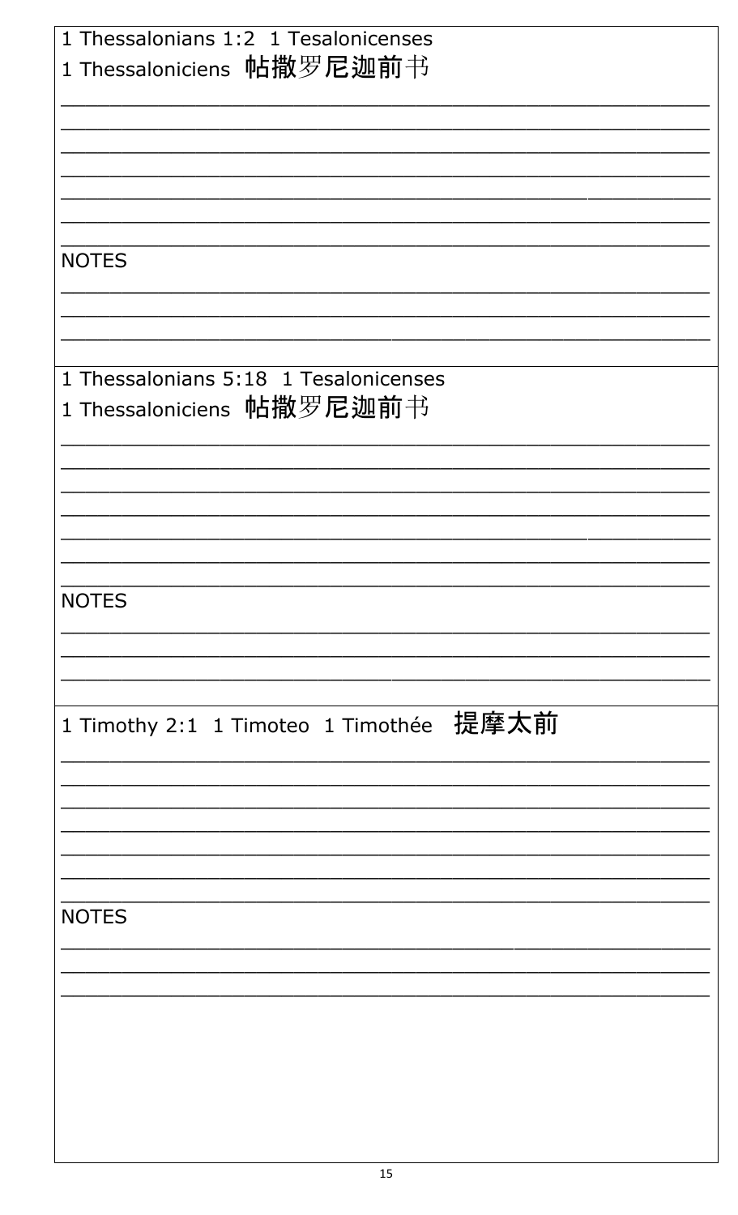1 Thessalonians 1:2 1 Tesalonicenses
1 Thessaloniciens 帖撒罗尼迦前书

\_\_\_\_\_\_\_\_\_\_\_\_\_\_\_\_\_\_\_\_\_\_\_\_\_\_\_\_\_\_\_\_\_\_\_\_\_\_\_\_\_\_\_\_\_\_\_\_\_\_\_\_\_\_\_\_
\_\_\_\_\_\_\_\_\_\_\_\_\_\_\_\_\_\_\_\_\_\_\_\_\_\_\_\_\_\_\_\_\_\_\_\_\_\_\_\_\_\_\_\_\_\_\_\_\_\_\_\_\_\_\_\_
\_\_\_\_\_\_\_\_\_\_\_\_\_\_\_\_\_\_\_\_\_\_\_\_\_\_\_\_\_\_\_\_\_\_\_\_\_\_\_\_\_\_\_\_\_\_\_\_\_\_\_\_\_\_\_\_
\_\_\_\_\_\_\_\_\_\_\_\_\_\_\_\_\_\_\_\_\_\_\_\_\_\_\_\_\_\_\_\_\_\_\_\_\_\_\_\_\_\_\_\_\_\_\_\_\_\_\_\_\_\_\_\_
\_\_\_\_\_\_\_\_\_\_\_\_\_\_\_\_\_\_\_\_\_\_\_\_\_\_\_\_\_\_\_\_\_\_\_\_\_\_\_\_\_\_\_\_\_\_\_\_\_\_\_\_\_\_\_\_
\_\_\_\_\_\_\_\_\_\_\_\_\_\_\_\_\_\_\_\_\_\_\_\_\_\_\_\_\_\_\_\_\_\_\_\_\_\_\_\_\_\_\_\_\_\_\_\_\_\_\_\_\_\_\_\_
\_\_\_\_\_\_\_\_\_\_\_\_\_\_\_\_\_\_\_\_\_\_\_\_\_\_\_\_\_\_\_\_\_\_\_\_\_\_\_\_\_\_\_\_\_\_\_\_\_\_\_\_\_\_\_\_

NOTES

\_\_\_\_\_\_\_\_\_\_\_\_\_\_\_\_\_\_\_\_\_\_\_\_\_\_\_\_\_\_\_\_\_\_\_\_\_\_\_\_\_\_\_\_\_\_\_\_\_\_\_\_\_\_\_\_
\_\_\_\_\_\_\_\_\_\_\_\_\_\_\_\_\_\_\_\_\_\_\_\_\_\_\_\_\_\_\_\_\_\_\_\_\_\_\_\_\_\_\_\_\_\_\_\_\_\_\_\_\_\_\_\_
\_\_\_\_\_\_\_\_\_\_\_\_\_\_\_\_\_\_\_\_\_\_\_\_\_\_\_\_\_\_\_\_\_\_\_\_\_\_\_\_\_\_\_\_\_\_\_\_\_\_\_\_\_\_\_\_

1 Thessalonians 5:18 1 Tesalonicenses
1 Thessaloniciens 帖撒罗尼迦前书

\_\_\_\_\_\_\_\_\_\_\_\_\_\_\_\_\_\_\_\_\_\_\_\_\_\_\_\_\_\_\_\_\_\_\_\_\_\_\_\_\_\_\_\_\_\_\_\_\_\_\_\_\_\_\_\_
\_\_\_\_\_\_\_\_\_\_\_\_\_\_\_\_\_\_\_\_\_\_\_\_\_\_\_\_\_\_\_\_\_\_\_\_\_\_\_\_\_\_\_\_\_\_\_\_\_\_\_\_\_\_\_\_
\_\_\_\_\_\_\_\_\_\_\_\_\_\_\_\_\_\_\_\_\_\_\_\_\_\_\_\_\_\_\_\_\_\_\_\_\_\_\_\_\_\_\_\_\_\_\_\_\_\_\_\_\_\_\_\_
\_\_\_\_\_\_\_\_\_\_\_\_\_\_\_\_\_\_\_\_\_\_\_\_\_\_\_\_\_\_\_\_\_\_\_\_\_\_\_\_\_\_\_\_\_\_\_\_\_\_\_\_\_\_\_\_
\_\_\_\_\_\_\_\_\_\_\_\_\_\_\_\_\_\_\_\_\_\_\_\_\_\_\_\_\_\_\_\_\_\_\_\_\_\_\_\_\_\_\_\_\_\_\_\_\_\_\_\_\_\_\_\_
\_\_\_\_\_\_\_\_\_\_\_\_\_\_\_\_\_\_\_\_\_\_\_\_\_\_\_\_\_\_\_\_\_\_\_\_\_\_\_\_\_\_\_\_\_\_\_\_\_\_\_\_\_\_\_\_
\_\_\_\_\_\_\_\_\_\_\_\_\_\_\_\_\_\_\_\_\_\_\_\_\_\_\_\_\_\_\_\_\_\_\_\_\_\_\_\_\_\_\_\_\_\_\_\_\_\_\_\_\_\_\_\_

NOTES

\_\_\_\_\_\_\_\_\_\_\_\_\_\_\_\_\_\_\_\_\_\_\_\_\_\_\_\_\_\_\_\_\_\_\_\_\_\_\_\_\_\_\_\_\_\_\_\_\_\_\_\_\_\_\_\_
\_\_\_\_\_\_\_\_\_\_\_\_\_\_\_\_\_\_\_\_\_\_\_\_\_\_\_\_\_\_\_\_\_\_\_\_\_\_\_\_\_\_\_\_\_\_\_\_\_\_\_\_\_\_\_\_
\_\_\_\_\_\_\_\_\_\_\_\_\_\_\_\_\_\_\_\_\_\_\_\_\_\_\_\_\_\_\_\_\_\_\_\_\_\_\_\_\_\_\_\_\_\_\_\_\_\_\_\_\_\_\_\_

1 Timothy 2:1 1 Timoteo 1 Timothée 提摩太前

\_\_\_\_\_\_\_\_\_\_\_\_\_\_\_\_\_\_\_\_\_\_\_\_\_\_\_\_\_\_\_\_\_\_\_\_\_\_\_\_\_\_\_\_\_\_\_\_\_\_\_\_\_\_\_\_
\_\_\_\_\_\_\_\_\_\_\_\_\_\_\_\_\_\_\_\_\_\_\_\_\_\_\_\_\_\_\_\_\_\_\_\_\_\_\_\_\_\_\_\_\_\_\_\_\_\_\_\_\_\_\_\_
\_\_\_\_\_\_\_\_\_\_\_\_\_\_\_\_\_\_\_\_\_\_\_\_\_\_\_\_\_\_\_\_\_\_\_\_\_\_\_\_\_\_\_\_\_\_\_\_\_\_\_\_\_\_\_\_
\_\_\_\_\_\_\_\_\_\_\_\_\_\_\_\_\_\_\_\_\_\_\_\_\_\_\_\_\_\_\_\_\_\_\_\_\_\_\_\_\_\_\_\_\_\_\_\_\_\_\_\_\_\_\_\_
\_\_\_\_\_\_\_\_\_\_\_\_\_\_\_\_\_\_\_\_\_\_\_\_\_\_\_\_\_\_\_\_\_\_\_\_\_\_\_\_\_\_\_\_\_\_\_\_\_\_\_\_\_\_\_\_
\_\_\_\_\_\_\_\_\_\_\_\_\_\_\_\_\_\_\_\_\_\_\_\_\_\_\_\_\_\_\_\_\_\_\_\_\_\_\_\_\_\_\_\_\_\_\_\_\_\_\_\_\_\_\_\_
\_\_\_\_\_\_\_\_\_\_\_\_\_\_\_\_\_\_\_\_\_\_\_\_\_\_\_\_\_\_\_\_\_\_\_\_\_\_\_\_\_\_\_\_\_\_\_\_\_\_\_\_\_\_\_\_

NOTES

\_\_\_\_\_\_\_\_\_\_\_\_\_\_\_\_\_\_\_\_\_\_\_\_\_\_\_\_\_\_\_\_\_\_\_\_\_\_\_\_\_\_\_\_\_\_\_\_\_\_\_\_\_\_\_\_
\_\_\_\_\_\_\_\_\_\_\_\_\_\_\_\_\_\_\_\_\_\_\_\_\_\_\_\_\_\_\_\_\_\_\_\_\_\_\_\_\_\_\_\_\_\_\_\_\_\_\_\_\_\_\_\_
\_\_\_\_\_\_\_\_\_\_\_\_\_\_\_\_\_\_\_\_\_\_\_\_\_\_\_\_\_\_\_\_\_\_\_\_\_\_\_\_\_\_\_\_\_\_\_\_\_\_\_\_\_\_\_\_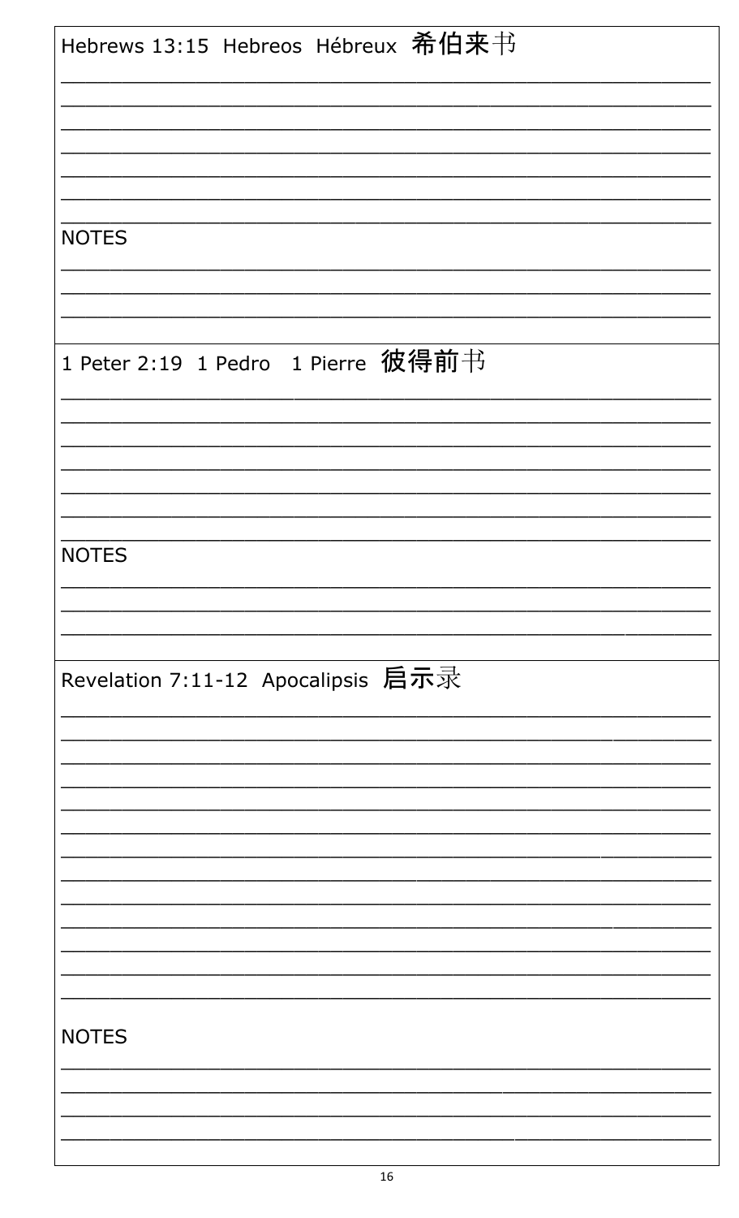Hebrews 13:15 Hebreos Hébreux 希伯来书

______________________________________________________
______________________________________________________
______________________________________________________
______________________________________________________
______________________________________________________
______________________________________________________
______________________________________________________

NOTES

______________________________________________________
______________________________________________________
______________________________________________________

1 Peter 2:19 1 Pedro 1 Pierre 彼得前书

______________________________________________________
______________________________________________________
______________________________________________________
______________________________________________________
______________________________________________________
______________________________________________________
______________________________________________________

NOTES

______________________________________________________
______________________________________________________
______________________________________________________

Revelation 7:11-12 Apocalipsis 启示录

______________________________________________________
______________________________________________________
______________________________________________________
______________________________________________________
______________________________________________________
______________________________________________________
______________________________________________________
______________________________________________________
______________________________________________________
______________________________________________________
______________________________________________________
______________________________________________________
______________________________________________________

NOTES

______________________________________________________
______________________________________________________
______________________________________________________
______________________________________________________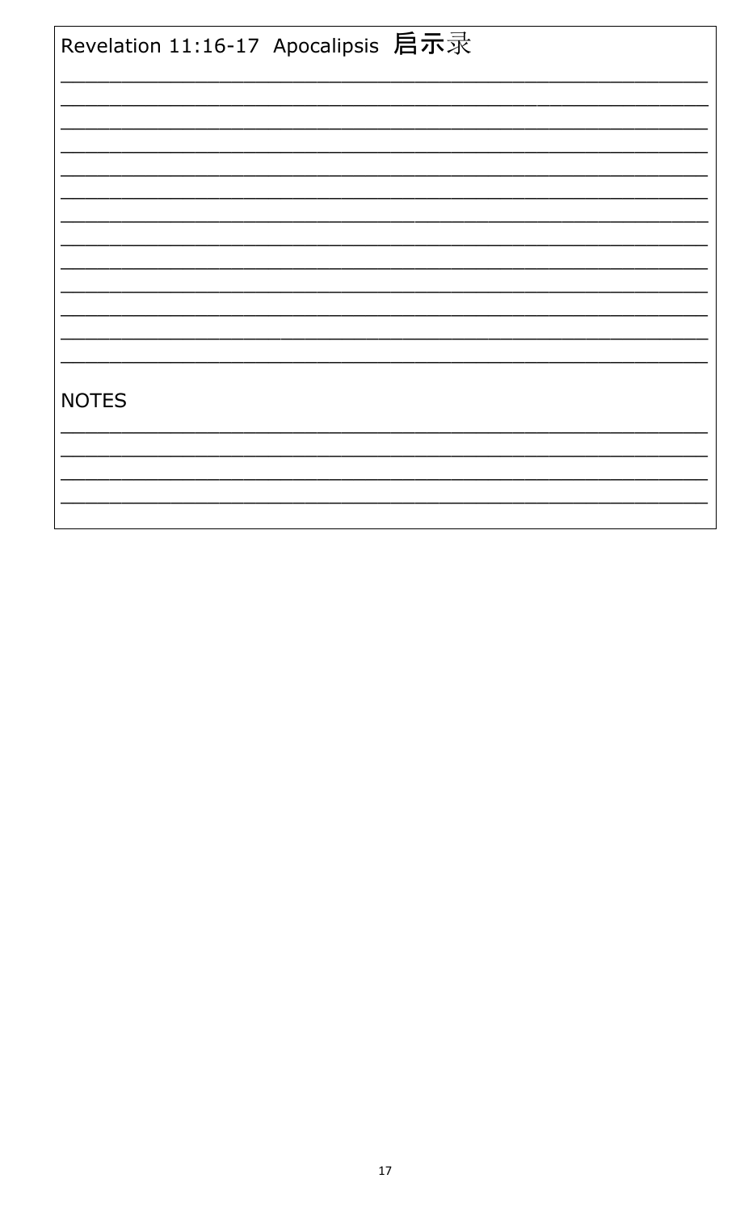Revelation 11:16-17 Apocalipsis 启示录

_______________________________________________________________

_______________________________________________________________

_______________________________________________________________

_______________________________________________________________

_______________________________________________________________

_______________________________________________________________

_______________________________________________________________

_______________________________________________________________

_______________________________________________________________

_______________________________________________________________

_______________________________________________________________

_______________________________________________________________

_______________________________________________________________

NOTES

_______________________________________________________________

_______________________________________________________________

_______________________________________________________________

_______________________________________________________________